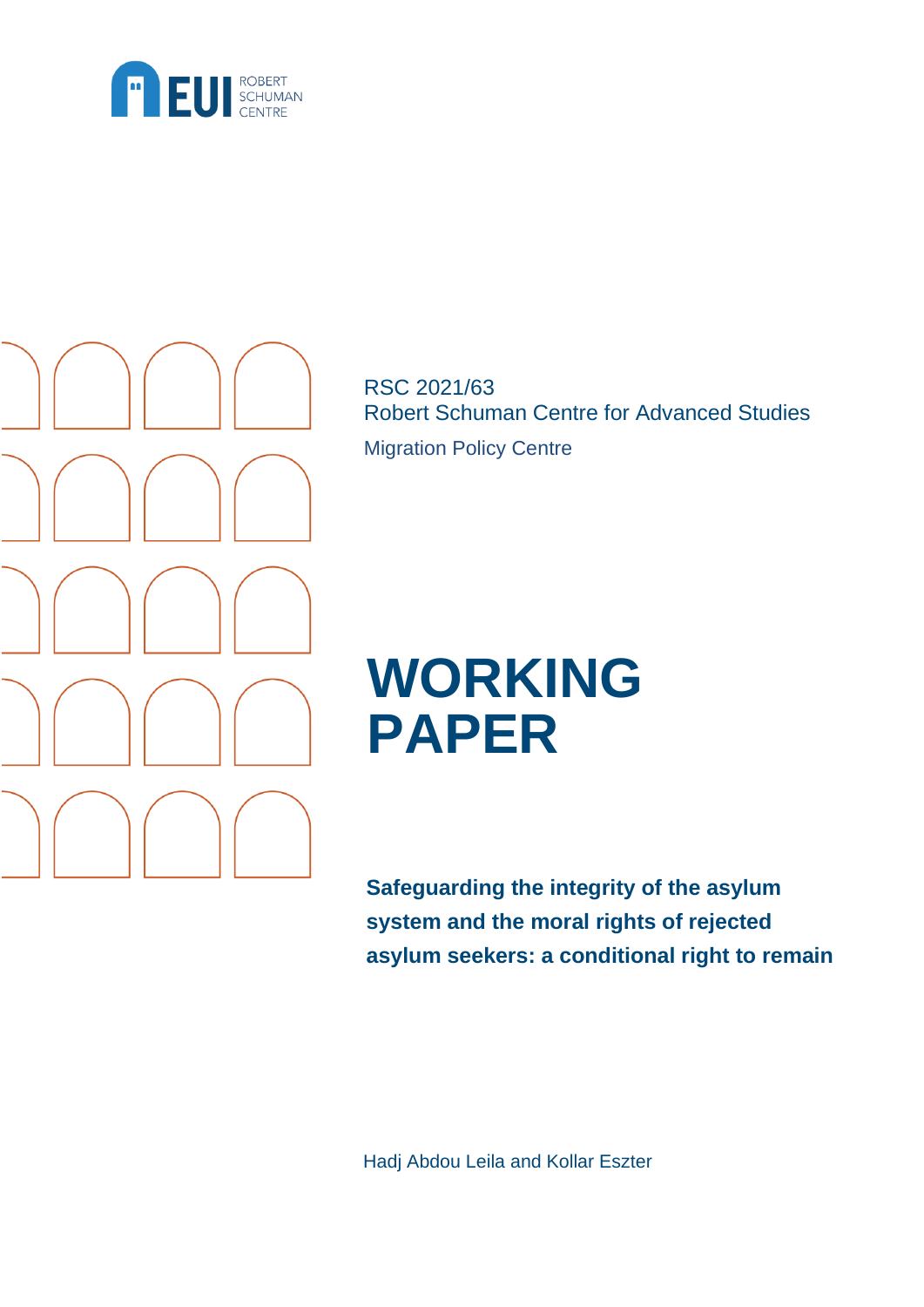ROBERT SCHUMAN CENTRE

RSC 2021/63
Robert Schuman Centre for Advanced Studies
Migration Policy Centre

# WORKING PAPER

**Safeguarding the integrity of the asylum system and the moral rights of rejected asylum seekers: a conditional right to remain**

Hadj Abdou Leila and Kollar Eszter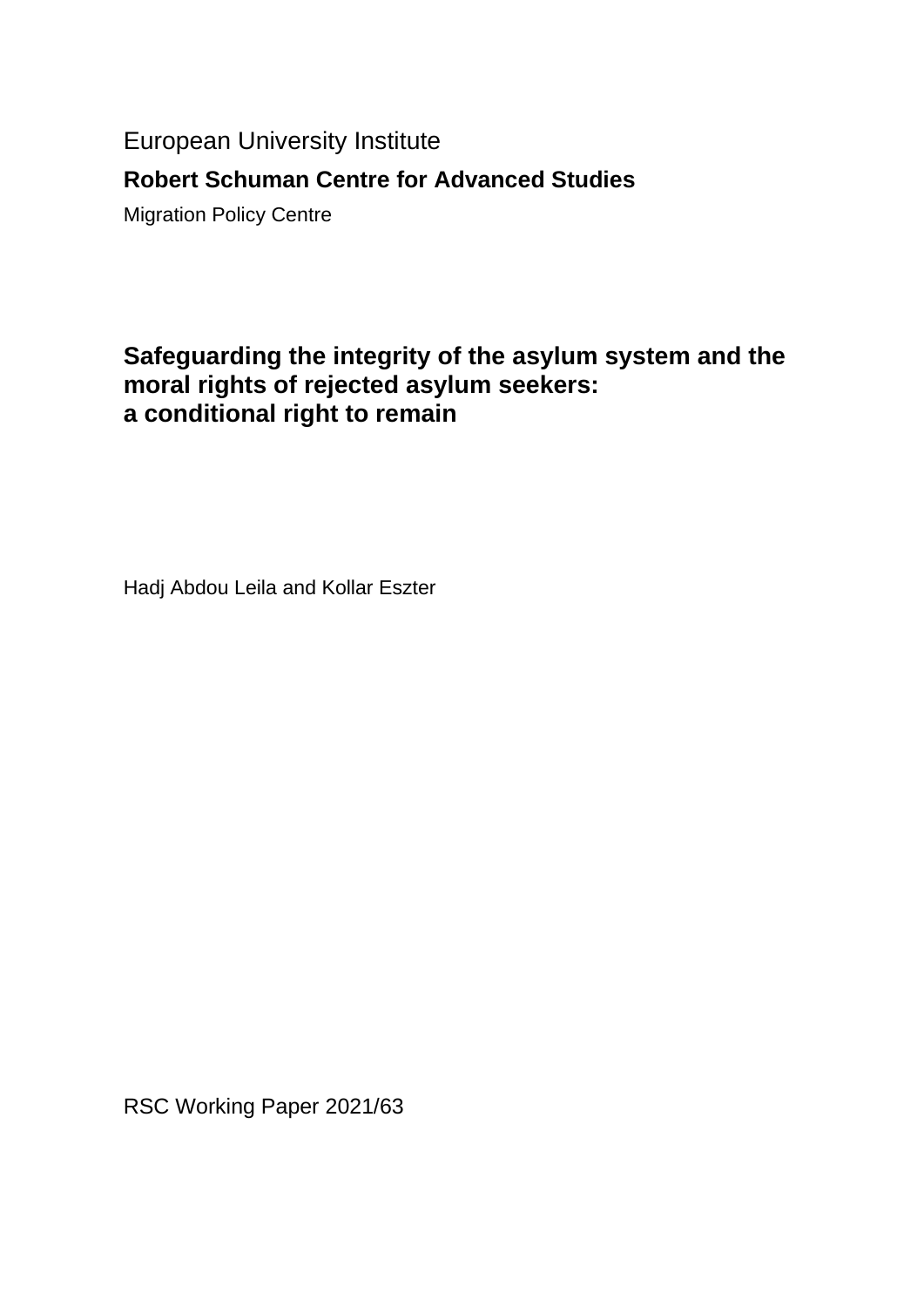European University Institute

**Robert Schuman Centre for Advanced Studies**

Migration Policy Centre

# Safeguarding the integrity of the asylum system and the moral rights of rejected asylum seekers: a conditional right to remain

Hadj Abdou Leila and Kollar Eszter

RSC Working Paper 2021/63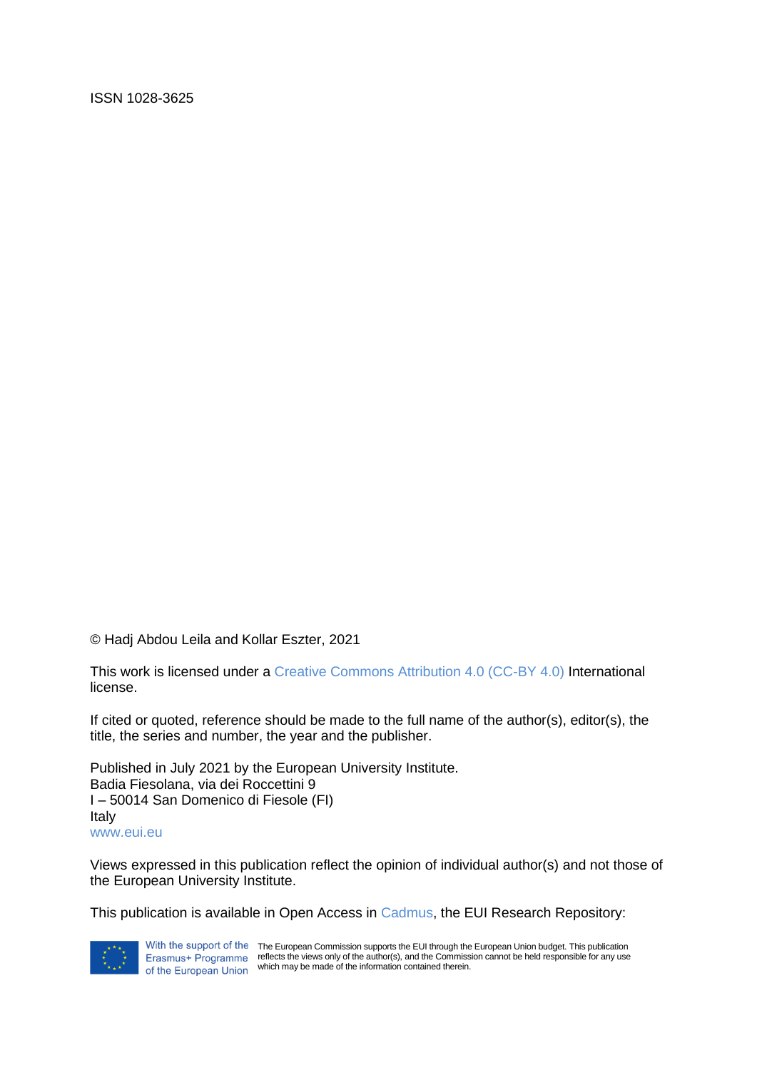ISSN 1028-3625

© Hadj Abdou Leila and Kollar Eszter, 2021

This work is licensed under a Creative Commons Attribution 4.0 (CC-BY 4.0) International license.

If cited or quoted, reference should be made to the full name of the author(s), editor(s), the title, the series and number, the year and the publisher.

Published in July 2021 by the European University Institute.
Badia Fiesolana, via dei Roccettini 9
I – 50014 San Domenico di Fiesole (FI)
Italy
www.eui.eu

Views expressed in this publication reflect the opinion of individual author(s) and not those of the European University Institute.

This publication is available in Open Access in Cadmus, the EUI Research Repository:

With the support of the Erasmus+ Programme of the European Union

The European Commission supports the EUI through the European Union budget. This publication reflects the views only of the author(s), and the Commission cannot be held responsible for any use which may be made of the information contained therein.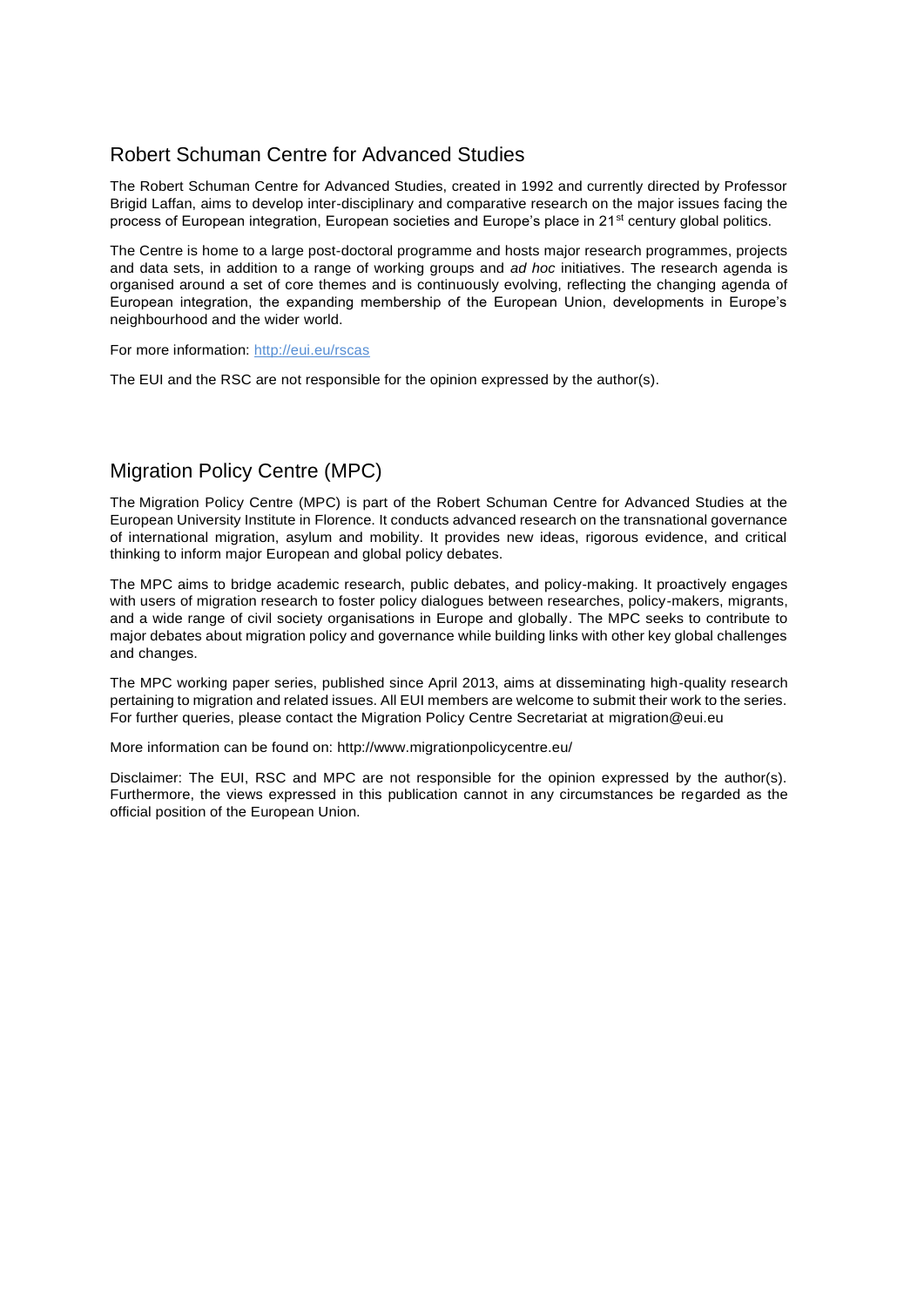## Robert Schuman Centre for Advanced Studies

The Robert Schuman Centre for Advanced Studies, created in 1992 and currently directed by Professor Brigid Laffan, aims to develop inter-disciplinary and comparative research on the major issues facing the process of European integration, European societies and Europe's place in 21st century global politics.

The Centre is home to a large post-doctoral programme and hosts major research programmes, projects and data sets, in addition to a range of working groups and *ad hoc* initiatives. The research agenda is organised around a set of core themes and is continuously evolving, reflecting the changing agenda of European integration, the expanding membership of the European Union, developments in Europe's neighbourhood and the wider world.

For more information: http://eui.eu/rscas

The EUI and the RSC are not responsible for the opinion expressed by the author(s).

## Migration Policy Centre (MPC)

The Migration Policy Centre (MPC) is part of the Robert Schuman Centre for Advanced Studies at the European University Institute in Florence. It conducts advanced research on the transnational governance of international migration, asylum and mobility. It provides new ideas, rigorous evidence, and critical thinking to inform major European and global policy debates.

The MPC aims to bridge academic research, public debates, and policy-making. It proactively engages with users of migration research to foster policy dialogues between researches, policy-makers, migrants, and a wide range of civil society organisations in Europe and globally. The MPC seeks to contribute to major debates about migration policy and governance while building links with other key global challenges and changes.

The MPC working paper series, published since April 2013, aims at disseminating high-quality research pertaining to migration and related issues. All EUI members are welcome to submit their work to the series. For further queries, please contact the Migration Policy Centre Secretariat at migration@eui.eu

More information can be found on: http://www.migrationpolicycentre.eu/

Disclaimer: The EUI, RSC and MPC are not responsible for the opinion expressed by the author(s). Furthermore, the views expressed in this publication cannot in any circumstances be regarded as the official position of the European Union.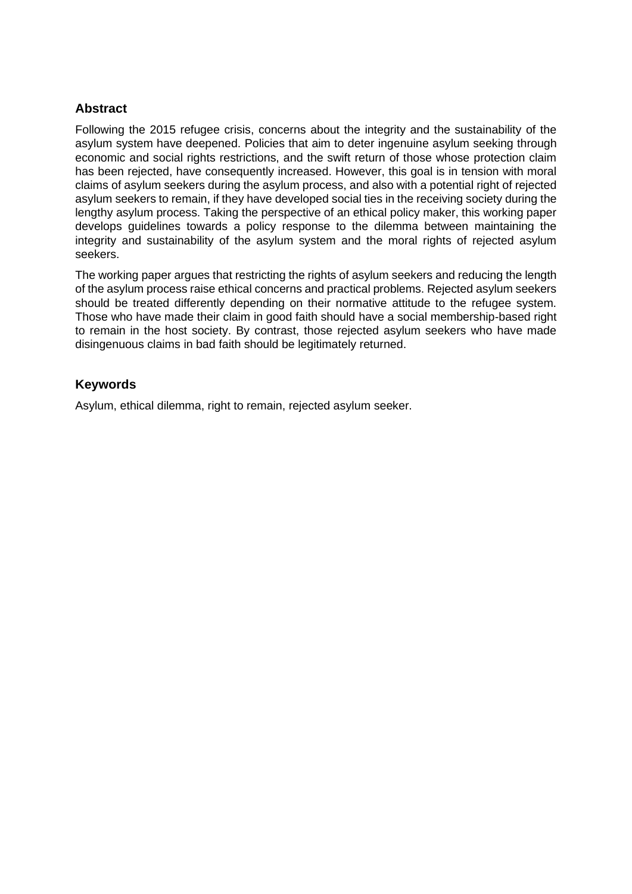## Abstract

Following the 2015 refugee crisis, concerns about the integrity and the sustainability of the asylum system have deepened. Policies that aim to deter ingenuine asylum seeking through economic and social rights restrictions, and the swift return of those whose protection claim has been rejected, have consequently increased. However, this goal is in tension with moral claims of asylum seekers during the asylum process, and also with a potential right of rejected asylum seekers to remain, if they have developed social ties in the receiving society during the lengthy asylum process. Taking the perspective of an ethical policy maker, this working paper develops guidelines towards a policy response to the dilemma between maintaining the integrity and sustainability of the asylum system and the moral rights of rejected asylum seekers.

The working paper argues that restricting the rights of asylum seekers and reducing the length of the asylum process raise ethical concerns and practical problems. Rejected asylum seekers should be treated differently depending on their normative attitude to the refugee system. Those who have made their claim in good faith should have a social membership-based right to remain in the host society. By contrast, those rejected asylum seekers who have made disingenuous claims in bad faith should be legitimately returned.

## Keywords

Asylum, ethical dilemma, right to remain, rejected asylum seeker.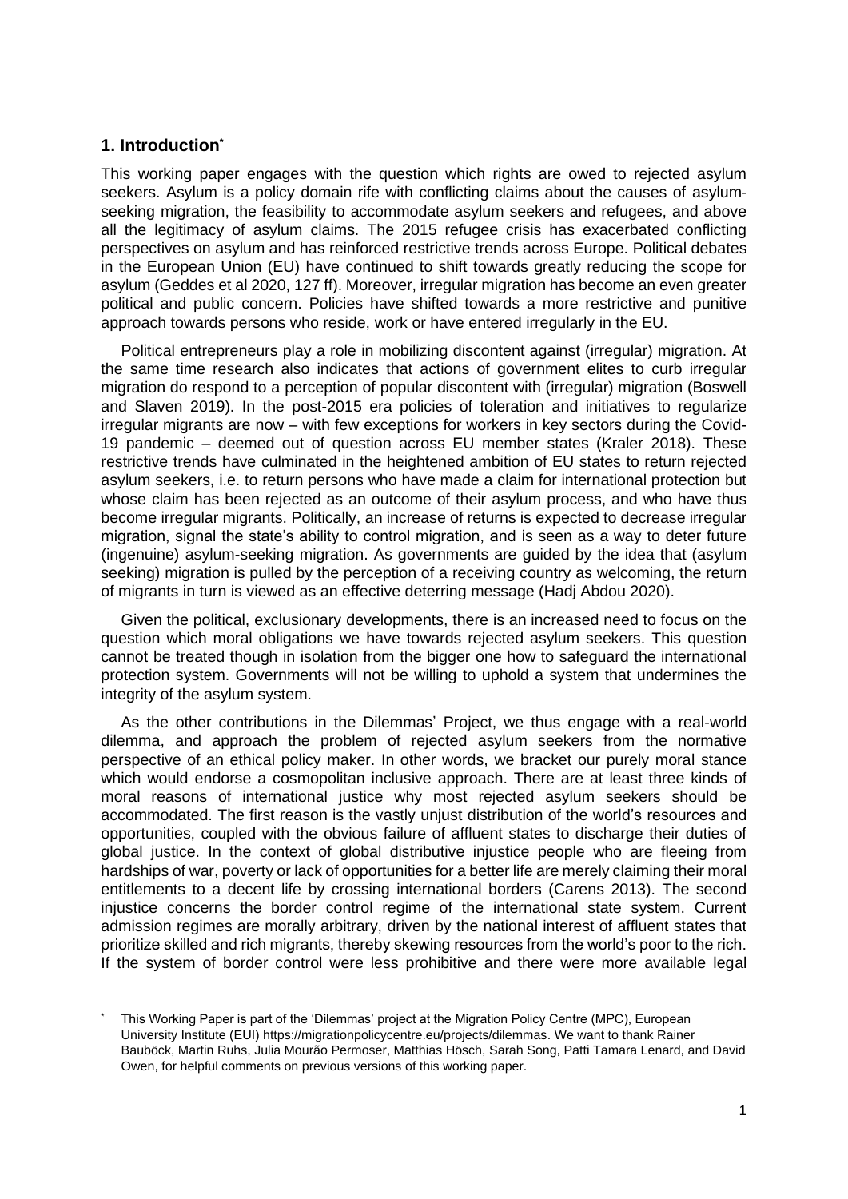## 1. Introduction[*]

This working paper engages with the question which rights are owed to rejected asylum seekers. Asylum is a policy domain rife with conflicting claims about the causes of asylum-seeking migration, the feasibility to accommodate asylum seekers and refugees, and above all the legitimacy of asylum claims. The 2015 refugee crisis has exacerbated conflicting perspectives on asylum and has reinforced restrictive trends across Europe. Political debates in the European Union (EU) have continued to shift towards greatly reducing the scope for asylum (Geddes et al 2020, 127 ff). Moreover, irregular migration has become an even greater political and public concern. Policies have shifted towards a more restrictive and punitive approach towards persons who reside, work or have entered irregularly in the EU.

Political entrepreneurs play a role in mobilizing discontent against (irregular) migration. At the same time research also indicates that actions of government elites to curb irregular migration do respond to a perception of popular discontent with (irregular) migration (Boswell and Slaven 2019). In the post-2015 era policies of toleration and initiatives to regularize irregular migrants are now – with few exceptions for workers in key sectors during the Covid-19 pandemic – deemed out of question across EU member states (Kraler 2018). These restrictive trends have culminated in the heightened ambition of EU states to return rejected asylum seekers, i.e. to return persons who have made a claim for international protection but whose claim has been rejected as an outcome of their asylum process, and who have thus become irregular migrants. Politically, an increase of returns is expected to decrease irregular migration, signal the state's ability to control migration, and is seen as a way to deter future (ingenuine) asylum-seeking migration. As governments are guided by the idea that (asylum seeking) migration is pulled by the perception of a receiving country as welcoming, the return of migrants in turn is viewed as an effective deterring message (Hadj Abdou 2020).

Given the political, exclusionary developments, there is an increased need to focus on the question which moral obligations we have towards rejected asylum seekers. This question cannot be treated though in isolation from the bigger one how to safeguard the international protection system. Governments will not be willing to uphold a system that undermines the integrity of the asylum system.

As the other contributions in the Dilemmas' Project, we thus engage with a real-world dilemma, and approach the problem of rejected asylum seekers from the normative perspective of an ethical policy maker. In other words, we bracket our purely moral stance which would endorse a cosmopolitan inclusive approach. There are at least three kinds of moral reasons of international justice why most rejected asylum seekers should be accommodated. The first reason is the vastly unjust distribution of the world's resources and opportunities, coupled with the obvious failure of affluent states to discharge their duties of global justice. In the context of global distributive injustice people who are fleeing from hardships of war, poverty or lack of opportunities for a better life are merely claiming their moral entitlements to a decent life by crossing international borders (Carens 2013). The second injustice concerns the border control regime of the international state system. Current admission regimes are morally arbitrary, driven by the national interest of affluent states that prioritize skilled and rich migrants, thereby skewing resources from the world's poor to the rich. If the system of border control were less prohibitive and there were more available legal

[*] This Working Paper is part of the 'Dilemmas' project at the Migration Policy Centre (MPC), European University Institute (EUI) https://migrationpolicycentre.eu/projects/dilemmas. We want to thank Rainer Bauböck, Martin Ruhs, Julia Mourão Permoser, Matthias Hösch, Sarah Song, Patti Tamara Lenard, and David Owen, for helpful comments on previous versions of this working paper.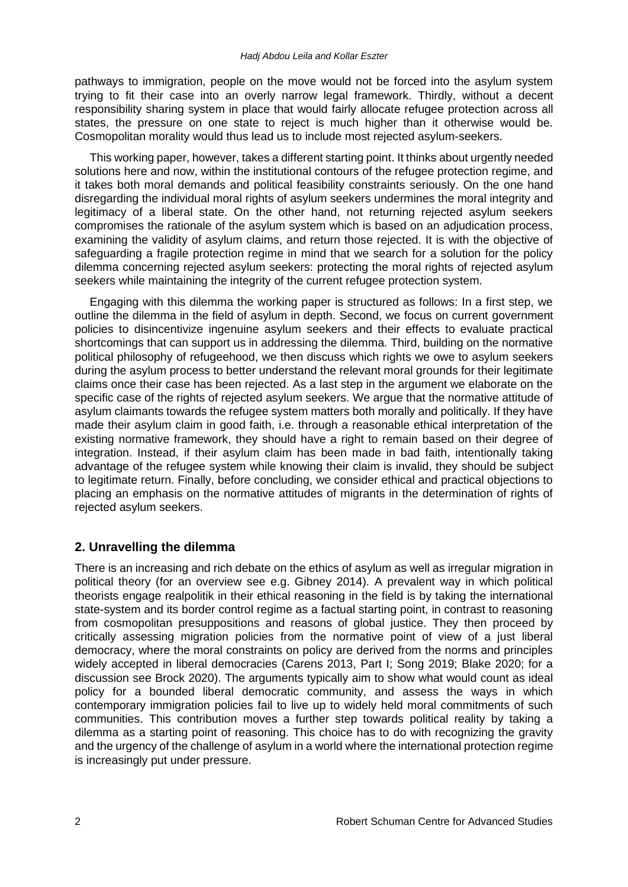pathways to immigration, people on the move would not be forced into the asylum system trying to fit their case into an overly narrow legal framework. Thirdly, without a decent responsibility sharing system in place that would fairly allocate refugee protection across all states, the pressure on one state to reject is much higher than it otherwise would be. Cosmopolitan morality would thus lead us to include most rejected asylum-seekers.

This working paper, however, takes a different starting point. It thinks about urgently needed solutions here and now, within the institutional contours of the refugee protection regime, and it takes both moral demands and political feasibility constraints seriously. On the one hand disregarding the individual moral rights of asylum seekers undermines the moral integrity and legitimacy of a liberal state. On the other hand, not returning rejected asylum seekers compromises the rationale of the asylum system which is based on an adjudication process, examining the validity of asylum claims, and return those rejected. It is with the objective of safeguarding a fragile protection regime in mind that we search for a solution for the policy dilemma concerning rejected asylum seekers: protecting the moral rights of rejected asylum seekers while maintaining the integrity of the current refugee protection system.

Engaging with this dilemma the working paper is structured as follows: In a first step, we outline the dilemma in the field of asylum in depth. Second, we focus on current government policies to disincentivize ingenuine asylum seekers and their effects to evaluate practical shortcomings that can support us in addressing the dilemma. Third, building on the normative political philosophy of refugeehood, we then discuss which rights we owe to asylum seekers during the asylum process to better understand the relevant moral grounds for their legitimate claims once their case has been rejected. As a last step in the argument we elaborate on the specific case of the rights of rejected asylum seekers. We argue that the normative attitude of asylum claimants towards the refugee system matters both morally and politically. If they have made their asylum claim in good faith, i.e. through a reasonable ethical interpretation of the existing normative framework, they should have a right to remain based on their degree of integration. Instead, if their asylum claim has been made in bad faith, intentionally taking advantage of the refugee system while knowing their claim is invalid, they should be subject to legitimate return. Finally, before concluding, we consider ethical and practical objections to placing an emphasis on the normative attitudes of migrants in the determination of rights of rejected asylum seekers.

## 2. Unravelling the dilemma

There is an increasing and rich debate on the ethics of asylum as well as irregular migration in political theory (for an overview see e.g. Gibney 2014). A prevalent way in which political theorists engage realpolitik in their ethical reasoning in the field is by taking the international state-system and its border control regime as a factual starting point, in contrast to reasoning from cosmopolitan presuppositions and reasons of global justice. They then proceed by critically assessing migration policies from the normative point of view of a just liberal democracy, where the moral constraints on policy are derived from the norms and principles widely accepted in liberal democracies (Carens 2013, Part I; Song 2019; Blake 2020; for a discussion see Brock 2020). The arguments typically aim to show what would count as ideal policy for a bounded liberal democratic community, and assess the ways in which contemporary immigration policies fail to live up to widely held moral commitments of such communities. This contribution moves a further step towards political reality by taking a dilemma as a starting point of reasoning. This choice has to do with recognizing the gravity and the urgency of the challenge of asylum in a world where the international protection regime is increasingly put under pressure.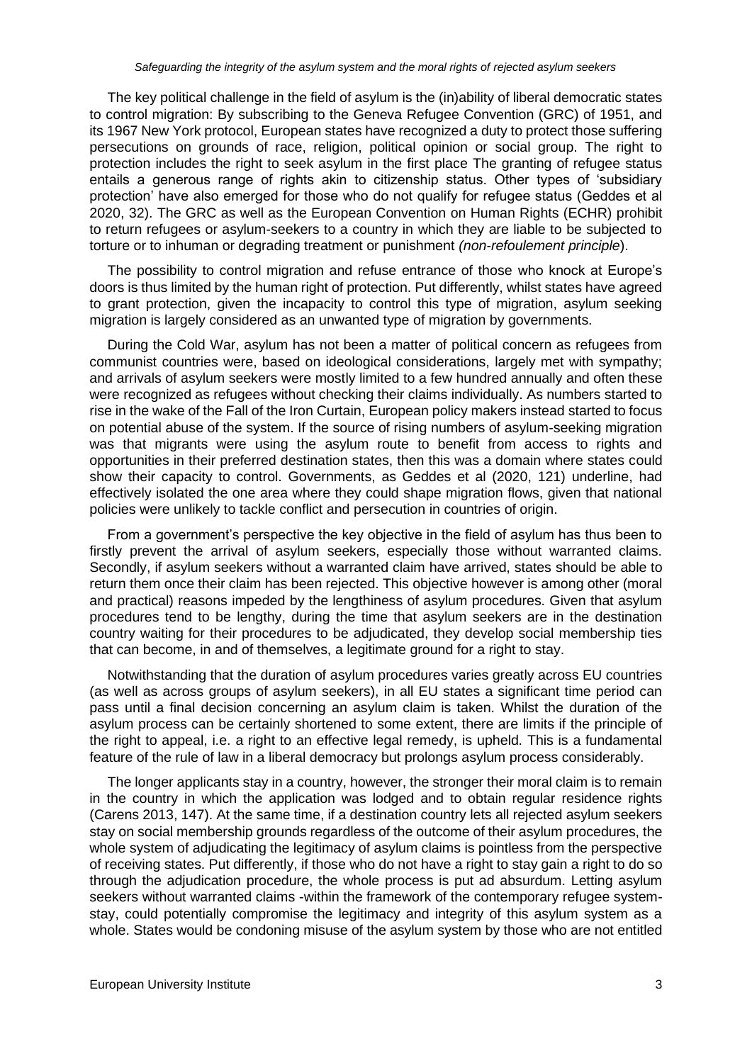The key political challenge in the field of asylum is the (in)ability of liberal democratic states to control migration: By subscribing to the Geneva Refugee Convention (GRC) of 1951, and its 1967 New York protocol, European states have recognized a duty to protect those suffering persecutions on grounds of race, religion, political opinion or social group. The right to protection includes the right to seek asylum in the first place The granting of refugee status entails a generous range of rights akin to citizenship status. Other types of 'subsidiary protection' have also emerged for those who do not qualify for refugee status (Geddes et al 2020, 32). The GRC as well as the European Convention on Human Rights (ECHR) prohibit to return refugees or asylum-seekers to a country in which they are liable to be subjected to torture or to inhuman or degrading treatment or punishment *(non-refoulement principle*).

The possibility to control migration and refuse entrance of those who knock at Europe's doors is thus limited by the human right of protection. Put differently, whilst states have agreed to grant protection, given the incapacity to control this type of migration, asylum seeking migration is largely considered as an unwanted type of migration by governments.

During the Cold War, asylum has not been a matter of political concern as refugees from communist countries were, based on ideological considerations, largely met with sympathy; and arrivals of asylum seekers were mostly limited to a few hundred annually and often these were recognized as refugees without checking their claims individually. As numbers started to rise in the wake of the Fall of the Iron Curtain, European policy makers instead started to focus on potential abuse of the system. If the source of rising numbers of asylum-seeking migration was that migrants were using the asylum route to benefit from access to rights and opportunities in their preferred destination states, then this was a domain where states could show their capacity to control. Governments, as Geddes et al (2020, 121) underline, had effectively isolated the one area where they could shape migration flows, given that national policies were unlikely to tackle conflict and persecution in countries of origin.

From a government's perspective the key objective in the field of asylum has thus been to firstly prevent the arrival of asylum seekers, especially those without warranted claims. Secondly, if asylum seekers without a warranted claim have arrived, states should be able to return them once their claim has been rejected. This objective however is among other (moral and practical) reasons impeded by the lengthiness of asylum procedures. Given that asylum procedures tend to be lengthy, during the time that asylum seekers are in the destination country waiting for their procedures to be adjudicated, they develop social membership ties that can become, in and of themselves, a legitimate ground for a right to stay.

Notwithstanding that the duration of asylum procedures varies greatly across EU countries (as well as across groups of asylum seekers), in all EU states a significant time period can pass until a final decision concerning an asylum claim is taken. Whilst the duration of the asylum process can be certainly shortened to some extent, there are limits if the principle of the right to appeal, i.e. a right to an effective legal remedy, is upheld. This is a fundamental feature of the rule of law in a liberal democracy but prolongs asylum process considerably.

The longer applicants stay in a country, however, the stronger their moral claim is to remain in the country in which the application was lodged and to obtain regular residence rights (Carens 2013, 147). At the same time, if a destination country lets all rejected asylum seekers stay on social membership grounds regardless of the outcome of their asylum procedures, the whole system of adjudicating the legitimacy of asylum claims is pointless from the perspective of receiving states. Put differently, if those who do not have a right to stay gain a right to do so through the adjudication procedure, the whole process is put ad absurdum. Letting asylum seekers without warranted claims -within the framework of the contemporary refugee system-stay, could potentially compromise the legitimacy and integrity of this asylum system as a whole. States would be condoning misuse of the asylum system by those who are not entitled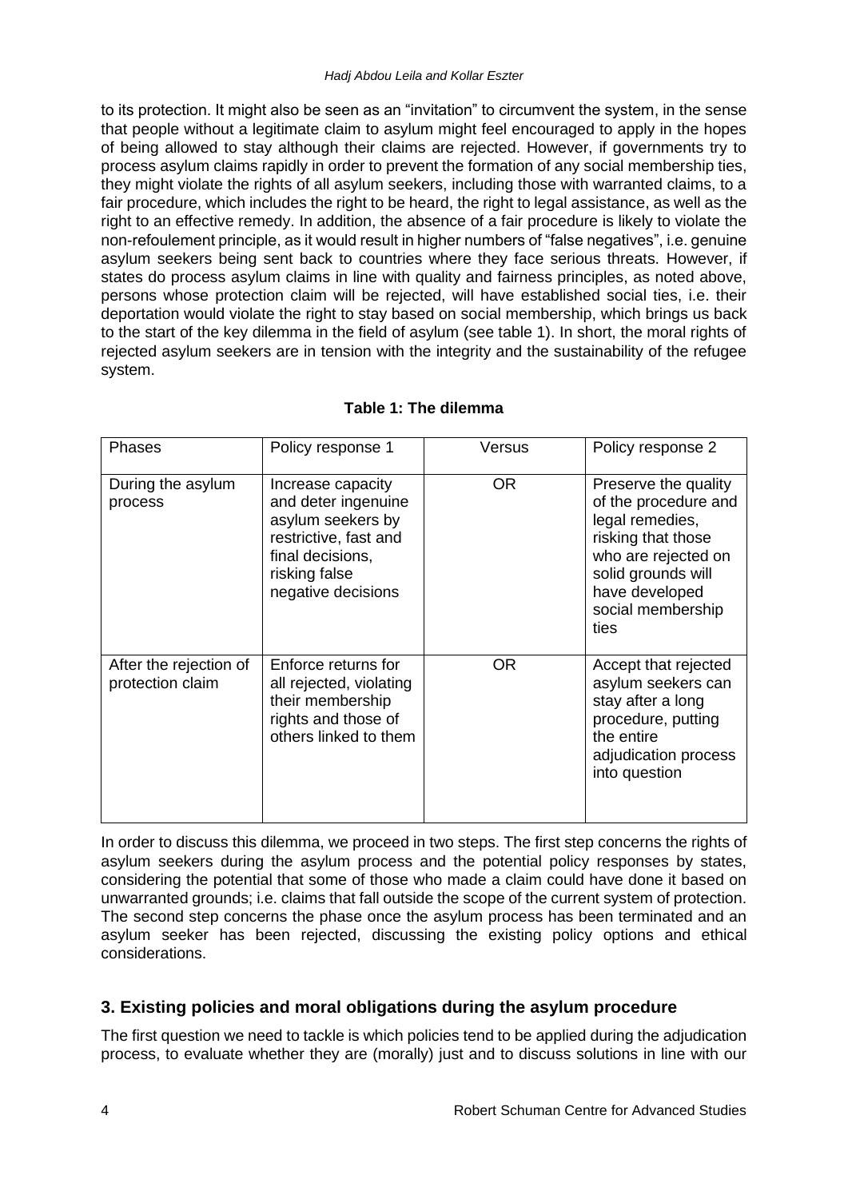to its protection. It might also be seen as an "invitation" to circumvent the system, in the sense that people without a legitimate claim to asylum might feel encouraged to apply in the hopes of being allowed to stay although their claims are rejected. However, if governments try to process asylum claims rapidly in order to prevent the formation of any social membership ties, they might violate the rights of all asylum seekers, including those with warranted claims, to a fair procedure, which includes the right to be heard, the right to legal assistance, as well as the right to an effective remedy. In addition, the absence of a fair procedure is likely to violate the non-refoulement principle, as it would result in higher numbers of "false negatives", i.e. genuine asylum seekers being sent back to countries where they face serious threats. However, if states do process asylum claims in line with quality and fairness principles, as noted above, persons whose protection claim will be rejected, will have established social ties, i.e. their deportation would violate the right to stay based on social membership, which brings us back to the start of the key dilemma in the field of asylum (see table 1). In short, the moral rights of rejected asylum seekers are in tension with the integrity and the sustainability of the refugee system.

**Table 1: The dilemma**

| Phases | Policy response 1 | Versus | Policy response 2 |
|---|---|---|---|
| During the asylum process | Increase capacity and deter ingenuine asylum seekers by restrictive, fast and final decisions, risking false negative decisions | OR | Preserve the quality of the procedure and legal remedies, risking that those who are rejected on solid grounds will have developed social membership ties |
| After the rejection of protection claim | Enforce returns for all rejected, violating their membership rights and those of others linked to them | OR | Accept that rejected asylum seekers can stay after a long procedure, putting the entire adjudication process into question |

In order to discuss this dilemma, we proceed in two steps. The first step concerns the rights of asylum seekers during the asylum process and the potential policy responses by states, considering the potential that some of those who made a claim could have done it based on unwarranted grounds; i.e. claims that fall outside the scope of the current system of protection. The second step concerns the phase once the asylum process has been terminated and an asylum seeker has been rejected, discussing the existing policy options and ethical considerations.

## 3. Existing policies and moral obligations during the asylum procedure

The first question we need to tackle is which policies tend to be applied during the adjudication process, to evaluate whether they are (morally) just and to discuss solutions in line with our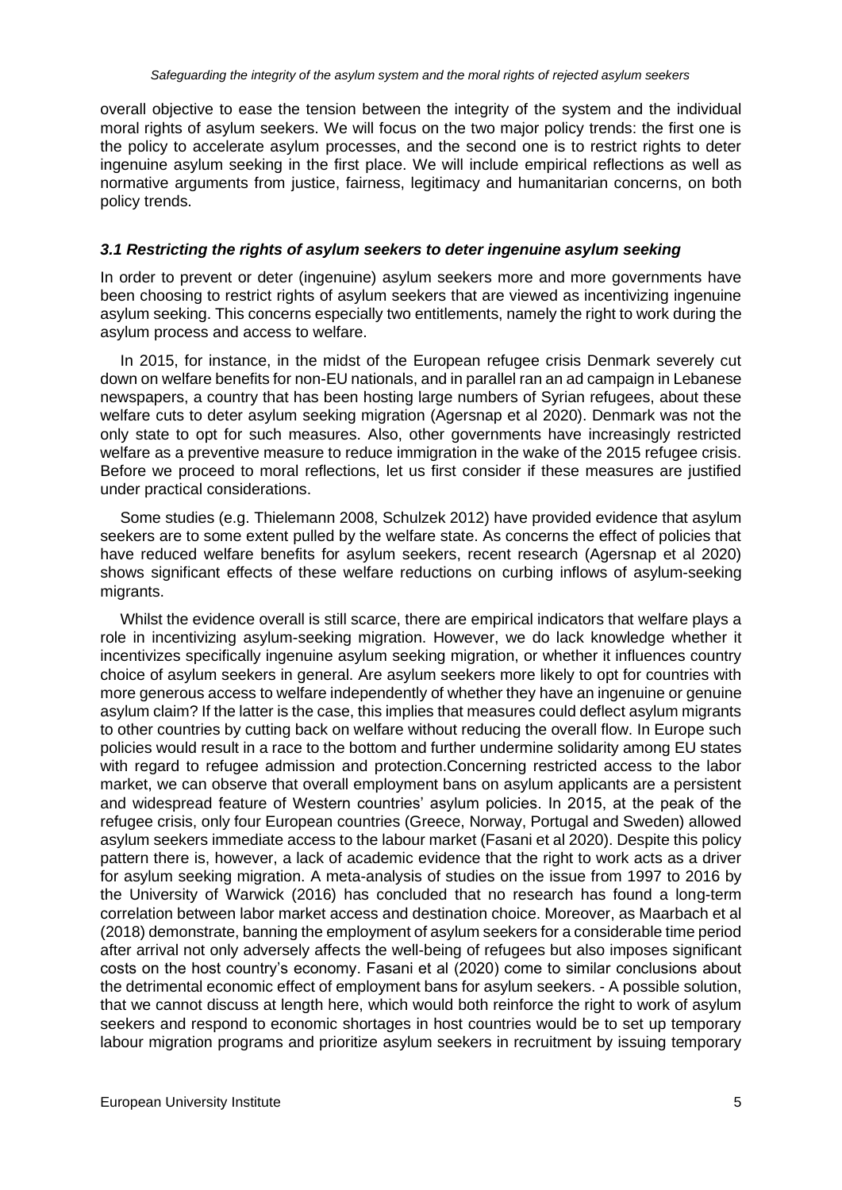overall objective to ease the tension between the integrity of the system and the individual moral rights of asylum seekers. We will focus on the two major policy trends: the first one is the policy to accelerate asylum processes, and the second one is to restrict rights to deter ingenuine asylum seeking in the first place. We will include empirical reflections as well as normative arguments from justice, fairness, legitimacy and humanitarian concerns, on both policy trends.

### *3.1 Restricting the rights of asylum seekers to deter ingenuine asylum seeking*

In order to prevent or deter (ingenuine) asylum seekers more and more governments have been choosing to restrict rights of asylum seekers that are viewed as incentivizing ingenuine asylum seeking. This concerns especially two entitlements, namely the right to work during the asylum process and access to welfare.

In 2015, for instance, in the midst of the European refugee crisis Denmark severely cut down on welfare benefits for non-EU nationals, and in parallel ran an ad campaign in Lebanese newspapers, a country that has been hosting large numbers of Syrian refugees, about these welfare cuts to deter asylum seeking migration (Agersnap et al 2020). Denmark was not the only state to opt for such measures. Also, other governments have increasingly restricted welfare as a preventive measure to reduce immigration in the wake of the 2015 refugee crisis. Before we proceed to moral reflections, let us first consider if these measures are justified under practical considerations.

Some studies (e.g. Thielemann 2008, Schulzek 2012) have provided evidence that asylum seekers are to some extent pulled by the welfare state. As concerns the effect of policies that have reduced welfare benefits for asylum seekers, recent research (Agersnap et al 2020) shows significant effects of these welfare reductions on curbing inflows of asylum-seeking migrants.

Whilst the evidence overall is still scarce, there are empirical indicators that welfare plays a role in incentivizing asylum-seeking migration. However, we do lack knowledge whether it incentivizes specifically ingenuine asylum seeking migration, or whether it influences country choice of asylum seekers in general. Are asylum seekers more likely to opt for countries with more generous access to welfare independently of whether they have an ingenuine or genuine asylum claim? If the latter is the case, this implies that measures could deflect asylum migrants to other countries by cutting back on welfare without reducing the overall flow. In Europe such policies would result in a race to the bottom and further undermine solidarity among EU states with regard to refugee admission and protection.Concerning restricted access to the labor market, we can observe that overall employment bans on asylum applicants are a persistent and widespread feature of Western countries' asylum policies. In 2015, at the peak of the refugee crisis, only four European countries (Greece, Norway, Portugal and Sweden) allowed asylum seekers immediate access to the labour market (Fasani et al 2020). Despite this policy pattern there is, however, a lack of academic evidence that the right to work acts as a driver for asylum seeking migration. A meta-analysis of studies on the issue from 1997 to 2016 by the University of Warwick (2016) has concluded that no research has found a long-term correlation between labor market access and destination choice. Moreover, as Maarbach et al (2018) demonstrate, banning the employment of asylum seekers for a considerable time period after arrival not only adversely affects the well-being of refugees but also imposes significant costs on the host country's economy. Fasani et al (2020) come to similar conclusions about the detrimental economic effect of employment bans for asylum seekers. - A possible solution, that we cannot discuss at length here, which would both reinforce the right to work of asylum seekers and respond to economic shortages in host countries would be to set up temporary labour migration programs and prioritize asylum seekers in recruitment by issuing temporary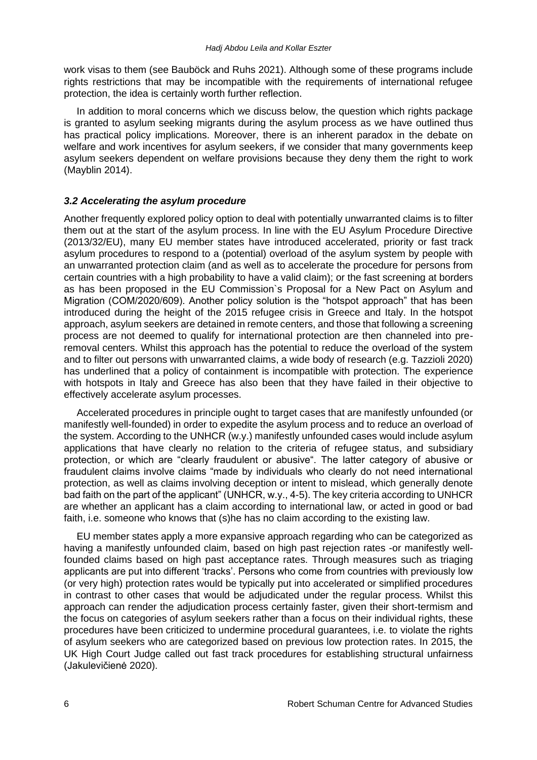work visas to them (see Bauböck and Ruhs 2021). Although some of these programs include rights restrictions that may be incompatible with the requirements of international refugee protection, the idea is certainly worth further reflection.

In addition to moral concerns which we discuss below, the question which rights package is granted to asylum seeking migrants during the asylum process as we have outlined thus has practical policy implications. Moreover, there is an inherent paradox in the debate on welfare and work incentives for asylum seekers, if we consider that many governments keep asylum seekers dependent on welfare provisions because they deny them the right to work (Mayblin 2014).

### *3.2 Accelerating the asylum procedure*

Another frequently explored policy option to deal with potentially unwarranted claims is to filter them out at the start of the asylum process. In line with the EU Asylum Procedure Directive (2013/32/EU), many EU member states have introduced accelerated, priority or fast track asylum procedures to respond to a (potential) overload of the asylum system by people with an unwarranted protection claim (and as well as to accelerate the procedure for persons from certain countries with a high probability to have a valid claim); or the fast screening at borders as has been proposed in the EU Commission`s Proposal for a New Pact on Asylum and Migration (COM/2020/609). Another policy solution is the "hotspot approach" that has been introduced during the height of the 2015 refugee crisis in Greece and Italy. In the hotspot approach, asylum seekers are detained in remote centers, and those that following a screening process are not deemed to qualify for international protection are then channeled into pre-removal centers. Whilst this approach has the potential to reduce the overload of the system and to filter out persons with unwarranted claims, a wide body of research (e.g. Tazzioli 2020) has underlined that a policy of containment is incompatible with protection. The experience with hotspots in Italy and Greece has also been that they have failed in their objective to effectively accelerate asylum processes.

Accelerated procedures in principle ought to target cases that are manifestly unfounded (or manifestly well-founded) in order to expedite the asylum process and to reduce an overload of the system. According to the UNHCR (w.y.) manifestly unfounded cases would include asylum applications that have clearly no relation to the criteria of refugee status, and subsidiary protection, or which are "clearly fraudulent or abusive". The latter category of abusive or fraudulent claims involve claims "made by individuals who clearly do not need international protection, as well as claims involving deception or intent to mislead, which generally denote bad faith on the part of the applicant" (UNHCR, w.y., 4-5). The key criteria according to UNHCR are whether an applicant has a claim according to international law, or acted in good or bad faith, i.e. someone who knows that (s)he has no claim according to the existing law.

EU member states apply a more expansive approach regarding who can be categorized as having a manifestly unfounded claim, based on high past rejection rates -or manifestly well-founded claims based on high past acceptance rates. Through measures such as triaging applicants are put into different 'tracks'. Persons who come from countries with previously low (or very high) protection rates would be typically put into accelerated or simplified procedures in contrast to other cases that would be adjudicated under the regular process. Whilst this approach can render the adjudication process certainly faster, given their short-termism and the focus on categories of asylum seekers rather than a focus on their individual rights, these procedures have been criticized to undermine procedural guarantees, i.e. to violate the rights of asylum seekers who are categorized based on previous low protection rates. In 2015, the UK High Court Judge called out fast track procedures for establishing structural unfairness (Jakulevičienė 2020).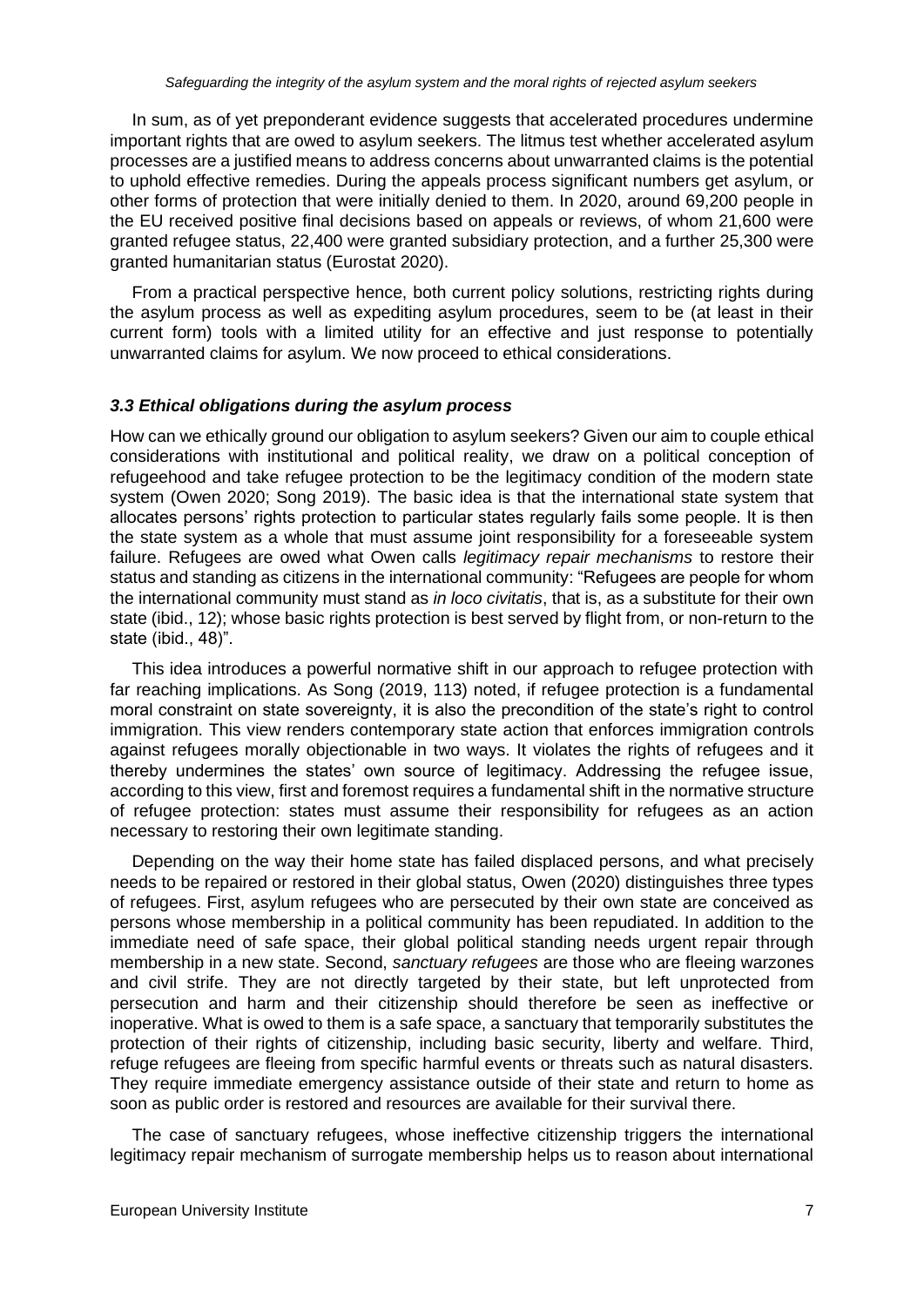In sum, as of yet preponderant evidence suggests that accelerated procedures undermine important rights that are owed to asylum seekers. The litmus test whether accelerated asylum processes are a justified means to address concerns about unwarranted claims is the potential to uphold effective remedies. During the appeals process significant numbers get asylum, or other forms of protection that were initially denied to them. In 2020, around 69,200 people in the EU received positive final decisions based on appeals or reviews, of whom 21,600 were granted refugee status, 22,400 were granted subsidiary protection, and a further 25,300 were granted humanitarian status (Eurostat 2020).

From a practical perspective hence, both current policy solutions, restricting rights during the asylum process as well as expediting asylum procedures, seem to be (at least in their current form) tools with a limited utility for an effective and just response to potentially unwarranted claims for asylum. We now proceed to ethical considerations.

### *3.3 Ethical obligations during the asylum process*

How can we ethically ground our obligation to asylum seekers? Given our aim to couple ethical considerations with institutional and political reality, we draw on a political conception of refugeehood and take refugee protection to be the legitimacy condition of the modern state system (Owen 2020; Song 2019). The basic idea is that the international state system that allocates persons' rights protection to particular states regularly fails some people. It is then the state system as a whole that must assume joint responsibility for a foreseeable system failure. Refugees are owed what Owen calls *legitimacy repair mechanisms* to restore their status and standing as citizens in the international community: "Refugees are people for whom the international community must stand as *in loco civitatis*, that is, as a substitute for their own state (ibid., 12); whose basic rights protection is best served by flight from, or non-return to the state (ibid., 48)".

This idea introduces a powerful normative shift in our approach to refugee protection with far reaching implications. As Song (2019, 113) noted, if refugee protection is a fundamental moral constraint on state sovereignty, it is also the precondition of the state's right to control immigration. This view renders contemporary state action that enforces immigration controls against refugees morally objectionable in two ways. It violates the rights of refugees and it thereby undermines the states' own source of legitimacy. Addressing the refugee issue, according to this view, first and foremost requires a fundamental shift in the normative structure of refugee protection: states must assume their responsibility for refugees as an action necessary to restoring their own legitimate standing.

Depending on the way their home state has failed displaced persons, and what precisely needs to be repaired or restored in their global status, Owen (2020) distinguishes three types of refugees. First, asylum refugees who are persecuted by their own state are conceived as persons whose membership in a political community has been repudiated. In addition to the immediate need of safe space, their global political standing needs urgent repair through membership in a new state. Second, *sanctuary refugees* are those who are fleeing warzones and civil strife. They are not directly targeted by their state, but left unprotected from persecution and harm and their citizenship should therefore be seen as ineffective or inoperative. What is owed to them is a safe space, a sanctuary that temporarily substitutes the protection of their rights of citizenship, including basic security, liberty and welfare. Third, refuge refugees are fleeing from specific harmful events or threats such as natural disasters. They require immediate emergency assistance outside of their state and return to home as soon as public order is restored and resources are available for their survival there.

The case of sanctuary refugees, whose ineffective citizenship triggers the international legitimacy repair mechanism of surrogate membership helps us to reason about international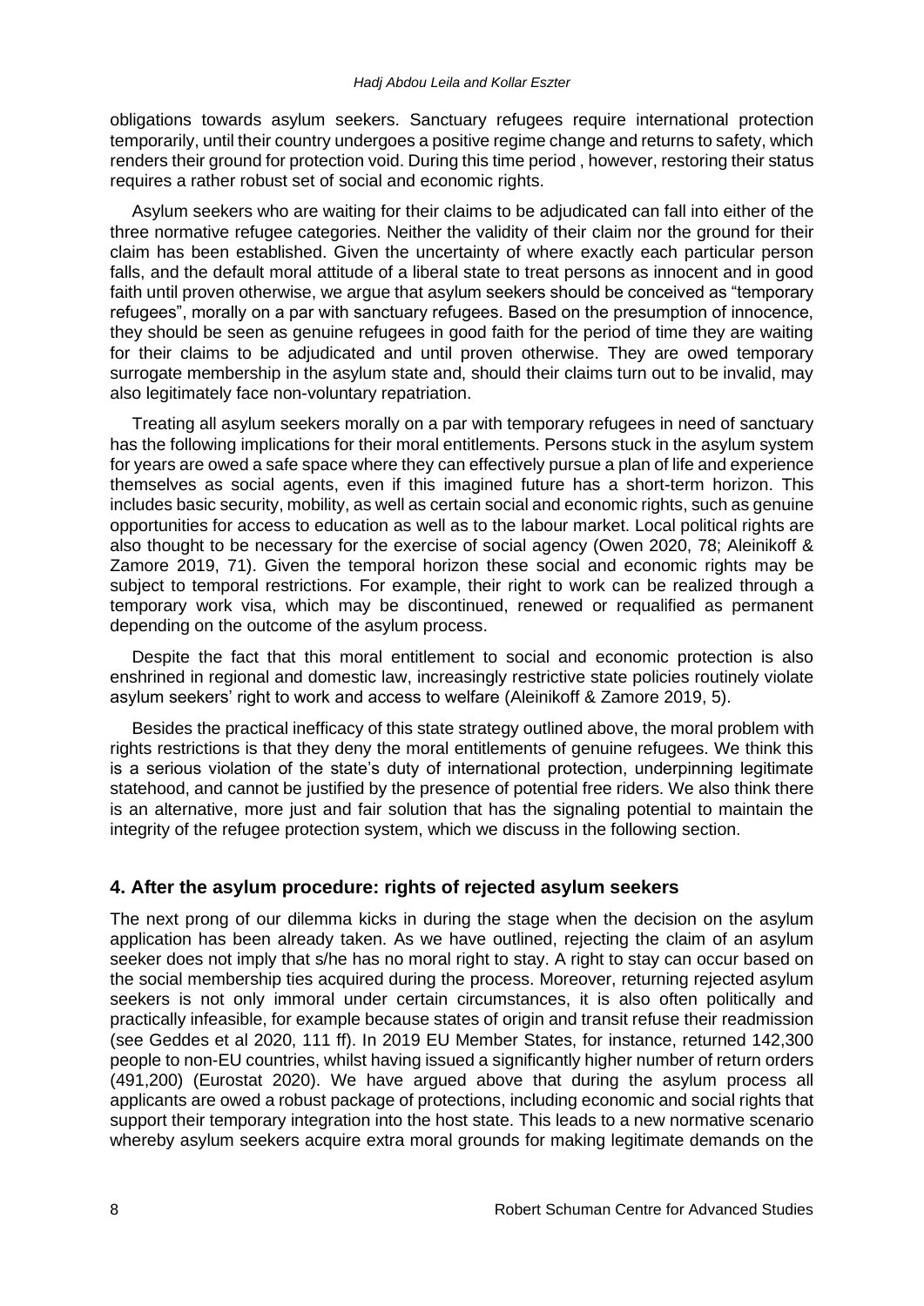obligations towards asylum seekers. Sanctuary refugees require international protection temporarily, until their country undergoes a positive regime change and returns to safety, which renders their ground for protection void. During this time period , however, restoring their status requires a rather robust set of social and economic rights.

Asylum seekers who are waiting for their claims to be adjudicated can fall into either of the three normative refugee categories. Neither the validity of their claim nor the ground for their claim has been established. Given the uncertainty of where exactly each particular person falls, and the default moral attitude of a liberal state to treat persons as innocent and in good faith until proven otherwise, we argue that asylum seekers should be conceived as "temporary refugees", morally on a par with sanctuary refugees. Based on the presumption of innocence, they should be seen as genuine refugees in good faith for the period of time they are waiting for their claims to be adjudicated and until proven otherwise. They are owed temporary surrogate membership in the asylum state and, should their claims turn out to be invalid, may also legitimately face non-voluntary repatriation.

Treating all asylum seekers morally on a par with temporary refugees in need of sanctuary has the following implications for their moral entitlements. Persons stuck in the asylum system for years are owed a safe space where they can effectively pursue a plan of life and experience themselves as social agents, even if this imagined future has a short-term horizon. This includes basic security, mobility, as well as certain social and economic rights, such as genuine opportunities for access to education as well as to the labour market. Local political rights are also thought to be necessary for the exercise of social agency (Owen 2020, 78; Aleinikoff & Zamore 2019, 71). Given the temporal horizon these social and economic rights may be subject to temporal restrictions. For example, their right to work can be realized through a temporary work visa, which may be discontinued, renewed or requalified as permanent depending on the outcome of the asylum process.

Despite the fact that this moral entitlement to social and economic protection is also enshrined in regional and domestic law, increasingly restrictive state policies routinely violate asylum seekers' right to work and access to welfare (Aleinikoff & Zamore 2019, 5).

Besides the practical inefficacy of this state strategy outlined above, the moral problem with rights restrictions is that they deny the moral entitlements of genuine refugees. We think this is a serious violation of the state's duty of international protection, underpinning legitimate statehood, and cannot be justified by the presence of potential free riders. We also think there is an alternative, more just and fair solution that has the signaling potential to maintain the integrity of the refugee protection system, which we discuss in the following section.

## 4. After the asylum procedure: rights of rejected asylum seekers

The next prong of our dilemma kicks in during the stage when the decision on the asylum application has been already taken. As we have outlined, rejecting the claim of an asylum seeker does not imply that s/he has no moral right to stay. A right to stay can occur based on the social membership ties acquired during the process. Moreover, returning rejected asylum seekers is not only immoral under certain circumstances, it is also often politically and practically infeasible, for example because states of origin and transit refuse their readmission (see Geddes et al 2020, 111 ff). In 2019 EU Member States, for instance, returned 142,300 people to non-EU countries, whilst having issued a significantly higher number of return orders (491,200) (Eurostat 2020). We have argued above that during the asylum process all applicants are owed a robust package of protections, including economic and social rights that support their temporary integration into the host state. This leads to a new normative scenario whereby asylum seekers acquire extra moral grounds for making legitimate demands on the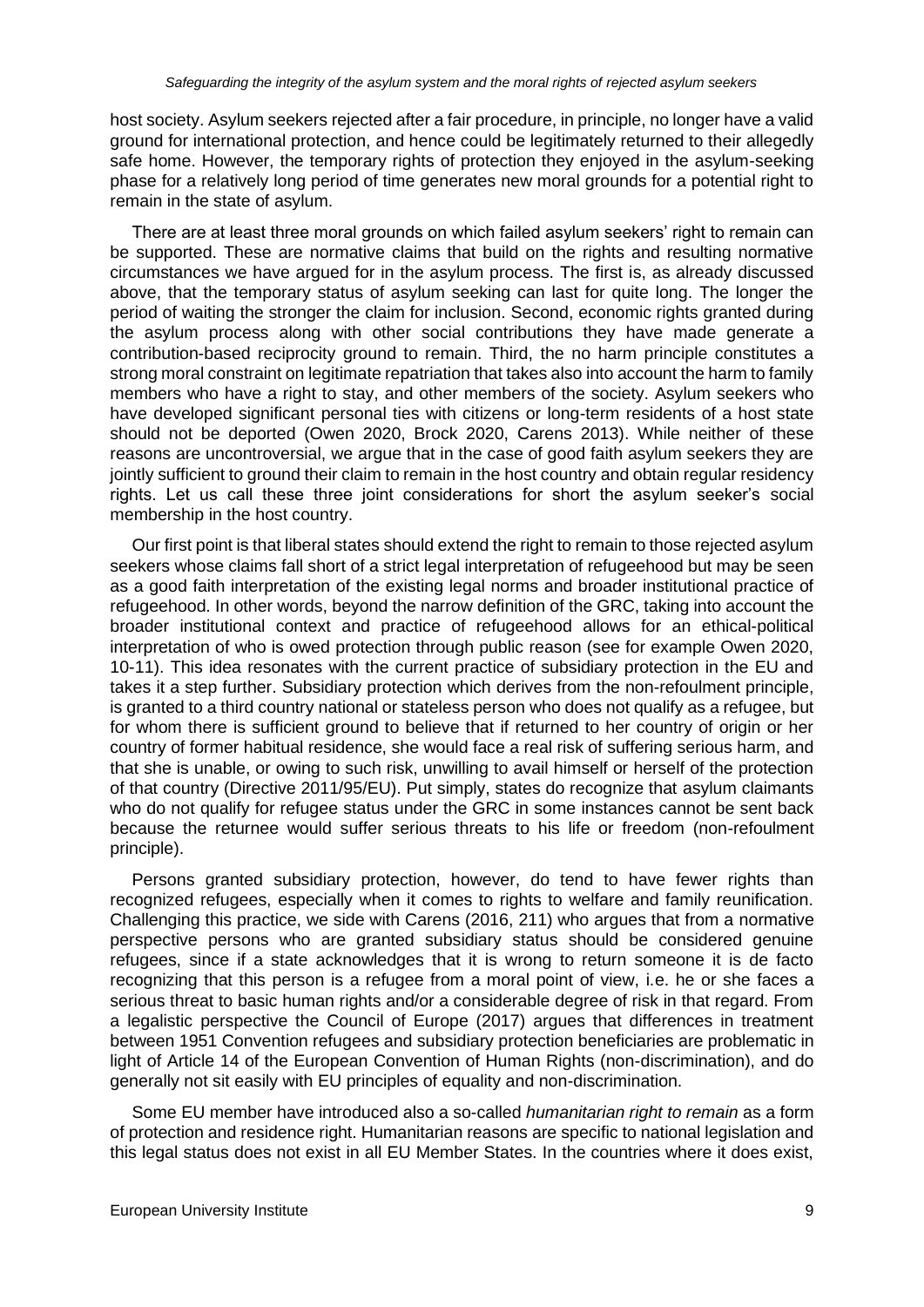host society. Asylum seekers rejected after a fair procedure, in principle, no longer have a valid ground for international protection, and hence could be legitimately returned to their allegedly safe home. However, the temporary rights of protection they enjoyed in the asylum-seeking phase for a relatively long period of time generates new moral grounds for a potential right to remain in the state of asylum.

There are at least three moral grounds on which failed asylum seekers' right to remain can be supported. These are normative claims that build on the rights and resulting normative circumstances we have argued for in the asylum process. The first is, as already discussed above, that the temporary status of asylum seeking can last for quite long. The longer the period of waiting the stronger the claim for inclusion. Second, economic rights granted during the asylum process along with other social contributions they have made generate a contribution-based reciprocity ground to remain. Third, the no harm principle constitutes a strong moral constraint on legitimate repatriation that takes also into account the harm to family members who have a right to stay, and other members of the society. Asylum seekers who have developed significant personal ties with citizens or long-term residents of a host state should not be deported (Owen 2020, Brock 2020, Carens 2013). While neither of these reasons are uncontroversial, we argue that in the case of good faith asylum seekers they are jointly sufficient to ground their claim to remain in the host country and obtain regular residency rights. Let us call these three joint considerations for short the asylum seeker's social membership in the host country.

Our first point is that liberal states should extend the right to remain to those rejected asylum seekers whose claims fall short of a strict legal interpretation of refugeehood but may be seen as a good faith interpretation of the existing legal norms and broader institutional practice of refugeehood. In other words, beyond the narrow definition of the GRC, taking into account the broader institutional context and practice of refugeehood allows for an ethical-political interpretation of who is owed protection through public reason (see for example Owen 2020, 10-11). This idea resonates with the current practice of subsidiary protection in the EU and takes it a step further. Subsidiary protection which derives from the non-refoulment principle, is granted to a third country national or stateless person who does not qualify as a refugee, but for whom there is sufficient ground to believe that if returned to her country of origin or her country of former habitual residence, she would face a real risk of suffering serious harm, and that she is unable, or owing to such risk, unwilling to avail himself or herself of the protection of that country (Directive 2011/95/EU). Put simply, states do recognize that asylum claimants who do not qualify for refugee status under the GRC in some instances cannot be sent back because the returnee would suffer serious threats to his life or freedom (non-refoulment principle).

Persons granted subsidiary protection, however, do tend to have fewer rights than recognized refugees, especially when it comes to rights to welfare and family reunification. Challenging this practice, we side with Carens (2016, 211) who argues that from a normative perspective persons who are granted subsidiary status should be considered genuine refugees, since if a state acknowledges that it is wrong to return someone it is de facto recognizing that this person is a refugee from a moral point of view, i.e. he or she faces a serious threat to basic human rights and/or a considerable degree of risk in that regard. From a legalistic perspective the Council of Europe (2017) argues that differences in treatment between 1951 Convention refugees and subsidiary protection beneficiaries are problematic in light of Article 14 of the European Convention of Human Rights (non-discrimination), and do generally not sit easily with EU principles of equality and non-discrimination.

Some EU member have introduced also a so-called *humanitarian right to remain* as a form of protection and residence right. Humanitarian reasons are specific to national legislation and this legal status does not exist in all EU Member States. In the countries where it does exist,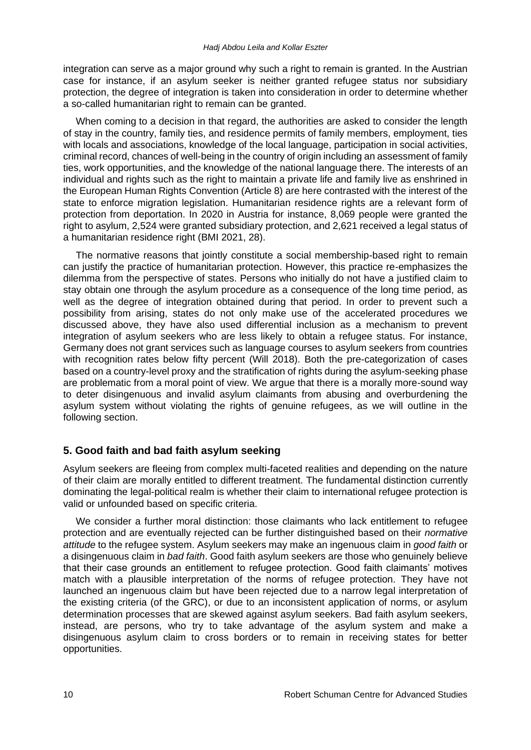integration can serve as a major ground why such a right to remain is granted. In the Austrian case for instance, if an asylum seeker is neither granted refugee status nor subsidiary protection, the degree of integration is taken into consideration in order to determine whether a so-called humanitarian right to remain can be granted.

When coming to a decision in that regard, the authorities are asked to consider the length of stay in the country, family ties, and residence permits of family members, employment, ties with locals and associations, knowledge of the local language, participation in social activities, criminal record, chances of well-being in the country of origin including an assessment of family ties, work opportunities, and the knowledge of the national language there. The interests of an individual and rights such as the right to maintain a private life and family live as enshrined in the European Human Rights Convention (Article 8) are here contrasted with the interest of the state to enforce migration legislation. Humanitarian residence rights are a relevant form of protection from deportation. In 2020 in Austria for instance, 8,069 people were granted the right to asylum, 2,524 were granted subsidiary protection, and 2,621 received a legal status of a humanitarian residence right (BMI 2021, 28).

The normative reasons that jointly constitute a social membership-based right to remain can justify the practice of humanitarian protection. However, this practice re-emphasizes the dilemma from the perspective of states. Persons who initially do not have a justified claim to stay obtain one through the asylum procedure as a consequence of the long time period, as well as the degree of integration obtained during that period. In order to prevent such a possibility from arising, states do not only make use of the accelerated procedures we discussed above, they have also used differential inclusion as a mechanism to prevent integration of asylum seekers who are less likely to obtain a refugee status. For instance, Germany does not grant services such as language courses to asylum seekers from countries with recognition rates below fifty percent (Will 2018). Both the pre-categorization of cases based on a country-level proxy and the stratification of rights during the asylum-seeking phase are problematic from a moral point of view. We argue that there is a morally more-sound way to deter disingenuous and invalid asylum claimants from abusing and overburdening the asylum system without violating the rights of genuine refugees, as we will outline in the following section.

## 5. Good faith and bad faith asylum seeking

Asylum seekers are fleeing from complex multi-faceted realities and depending on the nature of their claim are morally entitled to different treatment. The fundamental distinction currently dominating the legal-political realm is whether their claim to international refugee protection is valid or unfounded based on specific criteria.

We consider a further moral distinction: those claimants who lack entitlement to refugee protection and are eventually rejected can be further distinguished based on their *normative attitude* to the refugee system. Asylum seekers may make an ingenuous claim in *good faith* or a disingenuous claim in *bad faith*. Good faith asylum seekers are those who genuinely believe that their case grounds an entitlement to refugee protection. Good faith claimants' motives match with a plausible interpretation of the norms of refugee protection. They have not launched an ingenuous claim but have been rejected due to a narrow legal interpretation of the existing criteria (of the GRC), or due to an inconsistent application of norms, or asylum determination processes that are skewed against asylum seekers. Bad faith asylum seekers, instead, are persons, who try to take advantage of the asylum system and make a disingenuous asylum claim to cross borders or to remain in receiving states for better opportunities.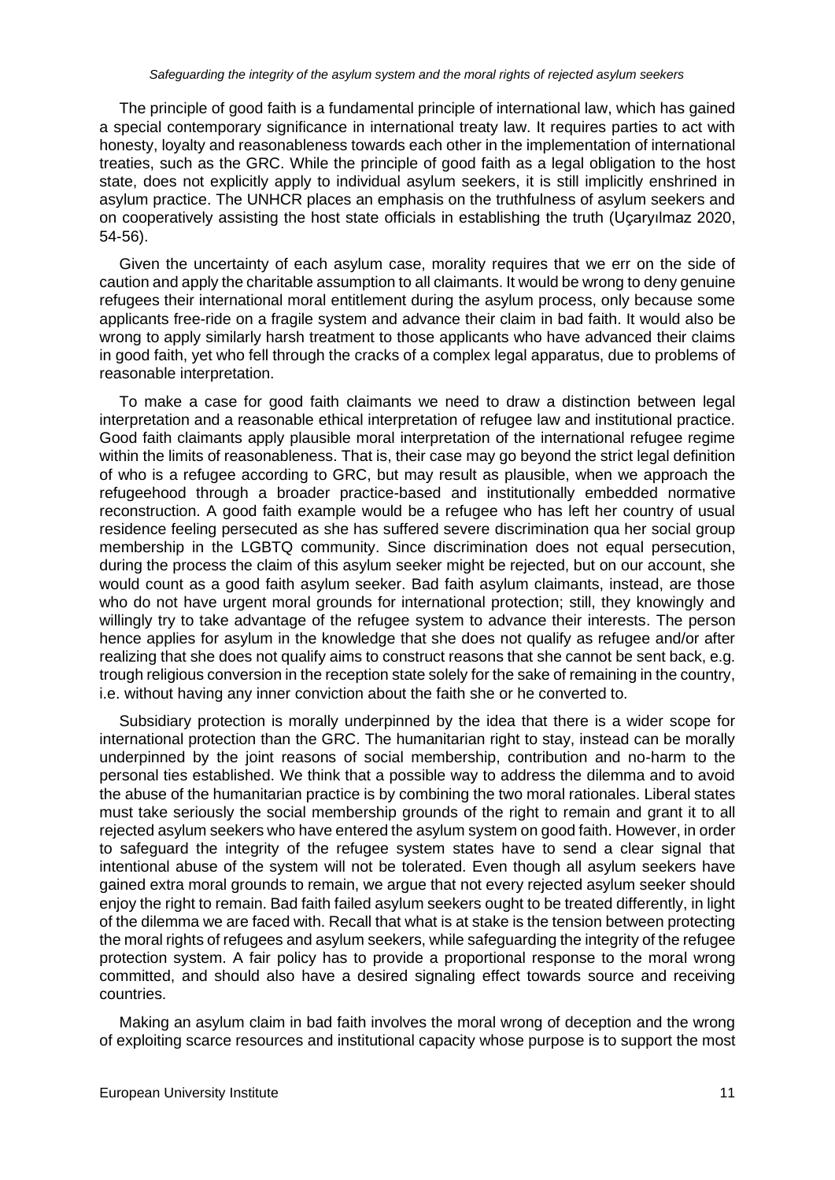The principle of good faith is a fundamental principle of international law, which has gained a special contemporary significance in international treaty law. It requires parties to act with honesty, loyalty and reasonableness towards each other in the implementation of international treaties, such as the GRC. While the principle of good faith as a legal obligation to the host state, does not explicitly apply to individual asylum seekers, it is still implicitly enshrined in asylum practice. The UNHCR places an emphasis on the truthfulness of asylum seekers and on cooperatively assisting the host state officials in establishing the truth (Uçaryılmaz 2020, 54-56).

Given the uncertainty of each asylum case, morality requires that we err on the side of caution and apply the charitable assumption to all claimants. It would be wrong to deny genuine refugees their international moral entitlement during the asylum process, only because some applicants free-ride on a fragile system and advance their claim in bad faith. It would also be wrong to apply similarly harsh treatment to those applicants who have advanced their claims in good faith, yet who fell through the cracks of a complex legal apparatus, due to problems of reasonable interpretation.

To make a case for good faith claimants we need to draw a distinction between legal interpretation and a reasonable ethical interpretation of refugee law and institutional practice. Good faith claimants apply plausible moral interpretation of the international refugee regime within the limits of reasonableness. That is, their case may go beyond the strict legal definition of who is a refugee according to GRC, but may result as plausible, when we approach the refugeehood through a broader practice-based and institutionally embedded normative reconstruction. A good faith example would be a refugee who has left her country of usual residence feeling persecuted as she has suffered severe discrimination qua her social group membership in the LGBTQ community. Since discrimination does not equal persecution, during the process the claim of this asylum seeker might be rejected, but on our account, she would count as a good faith asylum seeker. Bad faith asylum claimants, instead, are those who do not have urgent moral grounds for international protection; still, they knowingly and willingly try to take advantage of the refugee system to advance their interests. The person hence applies for asylum in the knowledge that she does not qualify as refugee and/or after realizing that she does not qualify aims to construct reasons that she cannot be sent back, e.g. trough religious conversion in the reception state solely for the sake of remaining in the country, i.e. without having any inner conviction about the faith she or he converted to.

Subsidiary protection is morally underpinned by the idea that there is a wider scope for international protection than the GRC. The humanitarian right to stay, instead can be morally underpinned by the joint reasons of social membership, contribution and no-harm to the personal ties established. We think that a possible way to address the dilemma and to avoid the abuse of the humanitarian practice is by combining the two moral rationales. Liberal states must take seriously the social membership grounds of the right to remain and grant it to all rejected asylum seekers who have entered the asylum system on good faith. However, in order to safeguard the integrity of the refugee system states have to send a clear signal that intentional abuse of the system will not be tolerated. Even though all asylum seekers have gained extra moral grounds to remain, we argue that not every rejected asylum seeker should enjoy the right to remain. Bad faith failed asylum seekers ought to be treated differently, in light of the dilemma we are faced with. Recall that what is at stake is the tension between protecting the moral rights of refugees and asylum seekers, while safeguarding the integrity of the refugee protection system. A fair policy has to provide a proportional response to the moral wrong committed, and should also have a desired signaling effect towards source and receiving countries.

Making an asylum claim in bad faith involves the moral wrong of deception and the wrong of exploiting scarce resources and institutional capacity whose purpose is to support the most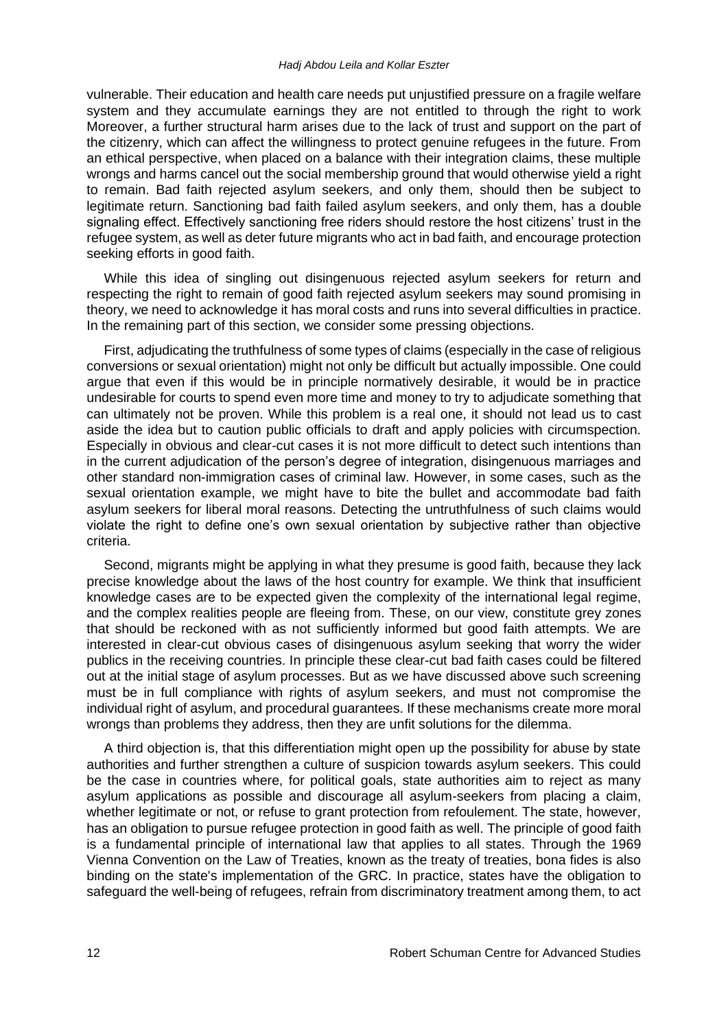vulnerable. Their education and health care needs put unjustified pressure on a fragile welfare system and they accumulate earnings they are not entitled to through the right to work Moreover, a further structural harm arises due to the lack of trust and support on the part of the citizenry, which can affect the willingness to protect genuine refugees in the future. From an ethical perspective, when placed on a balance with their integration claims, these multiple wrongs and harms cancel out the social membership ground that would otherwise yield a right to remain. Bad faith rejected asylum seekers, and only them, should then be subject to legitimate return. Sanctioning bad faith failed asylum seekers, and only them, has a double signaling effect. Effectively sanctioning free riders should restore the host citizens' trust in the refugee system, as well as deter future migrants who act in bad faith, and encourage protection seeking efforts in good faith.

While this idea of singling out disingenuous rejected asylum seekers for return and respecting the right to remain of good faith rejected asylum seekers may sound promising in theory, we need to acknowledge it has moral costs and runs into several difficulties in practice. In the remaining part of this section, we consider some pressing objections.

First, adjudicating the truthfulness of some types of claims (especially in the case of religious conversions or sexual orientation) might not only be difficult but actually impossible. One could argue that even if this would be in principle normatively desirable, it would be in practice undesirable for courts to spend even more time and money to try to adjudicate something that can ultimately not be proven. While this problem is a real one, it should not lead us to cast aside the idea but to caution public officials to draft and apply policies with circumspection. Especially in obvious and clear-cut cases it is not more difficult to detect such intentions than in the current adjudication of the person's degree of integration, disingenuous marriages and other standard non-immigration cases of criminal law. However, in some cases, such as the sexual orientation example, we might have to bite the bullet and accommodate bad faith asylum seekers for liberal moral reasons. Detecting the untruthfulness of such claims would violate the right to define one's own sexual orientation by subjective rather than objective criteria.

Second, migrants might be applying in what they presume is good faith, because they lack precise knowledge about the laws of the host country for example. We think that insufficient knowledge cases are to be expected given the complexity of the international legal regime, and the complex realities people are fleeing from. These, on our view, constitute grey zones that should be reckoned with as not sufficiently informed but good faith attempts. We are interested in clear-cut obvious cases of disingenuous asylum seeking that worry the wider publics in the receiving countries. In principle these clear-cut bad faith cases could be filtered out at the initial stage of asylum processes. But as we have discussed above such screening must be in full compliance with rights of asylum seekers, and must not compromise the individual right of asylum, and procedural guarantees. If these mechanisms create more moral wrongs than problems they address, then they are unfit solutions for the dilemma.

A third objection is, that this differentiation might open up the possibility for abuse by state authorities and further strengthen a culture of suspicion towards asylum seekers. This could be the case in countries where, for political goals, state authorities aim to reject as many asylum applications as possible and discourage all asylum-seekers from placing a claim, whether legitimate or not, or refuse to grant protection from refoulement. The state, however, has an obligation to pursue refugee protection in good faith as well. The principle of good faith is a fundamental principle of international law that applies to all states. Through the 1969 Vienna Convention on the Law of Treaties, known as the treaty of treaties, bona fides is also binding on the state's implementation of the GRC. In practice, states have the obligation to safeguard the well-being of refugees, refrain from discriminatory treatment among them, to act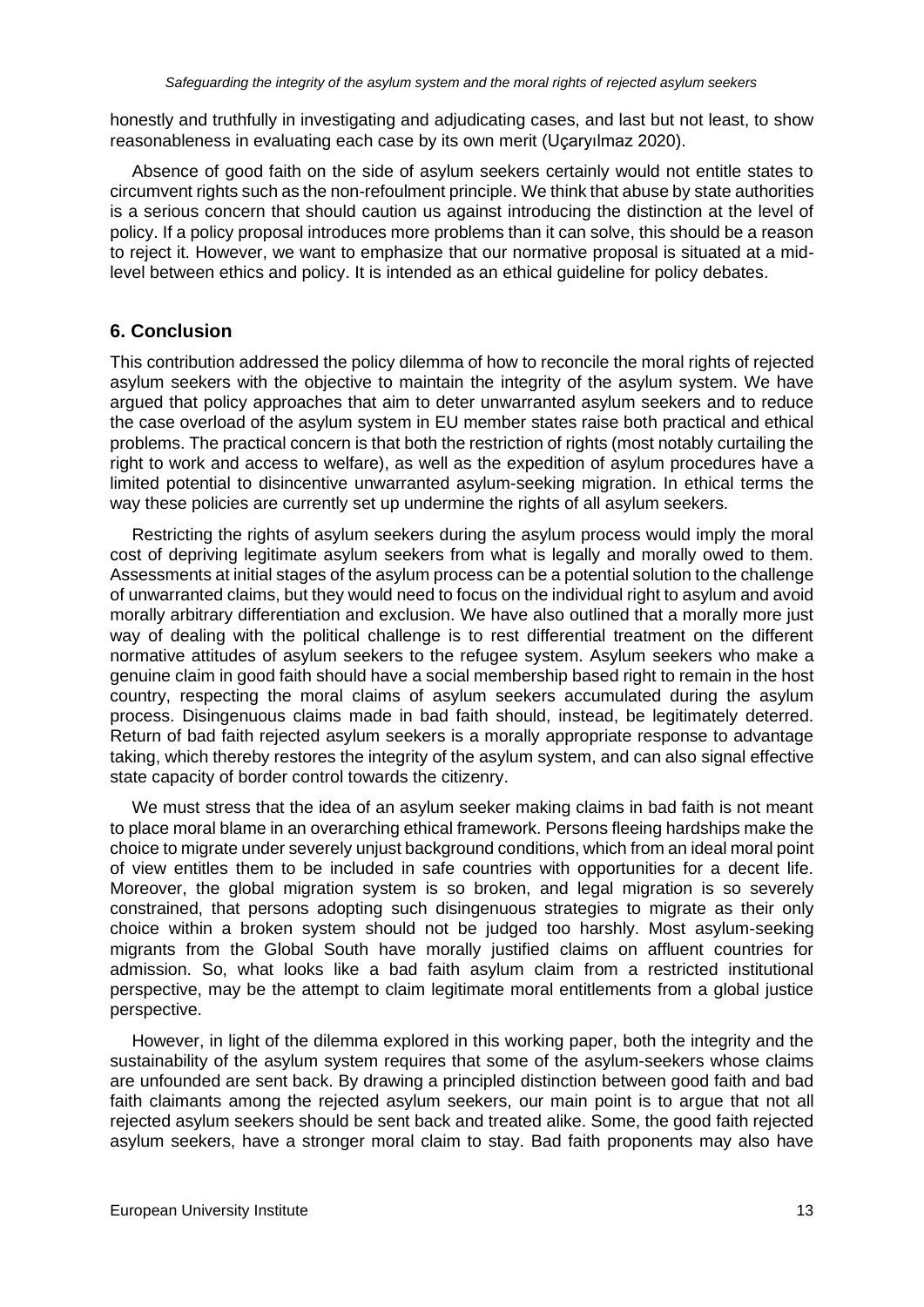honestly and truthfully in investigating and adjudicating cases, and last but not least, to show reasonableness in evaluating each case by its own merit (Uçaryılmaz 2020).

Absence of good faith on the side of asylum seekers certainly would not entitle states to circumvent rights such as the non-refoulment principle. We think that abuse by state authorities is a serious concern that should caution us against introducing the distinction at the level of policy. If a policy proposal introduces more problems than it can solve, this should be a reason to reject it. However, we want to emphasize that our normative proposal is situated at a mid-level between ethics and policy. It is intended as an ethical guideline for policy debates.

## 6. Conclusion

This contribution addressed the policy dilemma of how to reconcile the moral rights of rejected asylum seekers with the objective to maintain the integrity of the asylum system. We have argued that policy approaches that aim to deter unwarranted asylum seekers and to reduce the case overload of the asylum system in EU member states raise both practical and ethical problems. The practical concern is that both the restriction of rights (most notably curtailing the right to work and access to welfare), as well as the expedition of asylum procedures have a limited potential to disincentive unwarranted asylum-seeking migration. In ethical terms the way these policies are currently set up undermine the rights of all asylum seekers.

Restricting the rights of asylum seekers during the asylum process would imply the moral cost of depriving legitimate asylum seekers from what is legally and morally owed to them. Assessments at initial stages of the asylum process can be a potential solution to the challenge of unwarranted claims, but they would need to focus on the individual right to asylum and avoid morally arbitrary differentiation and exclusion. We have also outlined that a morally more just way of dealing with the political challenge is to rest differential treatment on the different normative attitudes of asylum seekers to the refugee system. Asylum seekers who make a genuine claim in good faith should have a social membership based right to remain in the host country, respecting the moral claims of asylum seekers accumulated during the asylum process. Disingenuous claims made in bad faith should, instead, be legitimately deterred. Return of bad faith rejected asylum seekers is a morally appropriate response to advantage taking, which thereby restores the integrity of the asylum system, and can also signal effective state capacity of border control towards the citizenry.

We must stress that the idea of an asylum seeker making claims in bad faith is not meant to place moral blame in an overarching ethical framework. Persons fleeing hardships make the choice to migrate under severely unjust background conditions, which from an ideal moral point of view entitles them to be included in safe countries with opportunities for a decent life. Moreover, the global migration system is so broken, and legal migration is so severely constrained, that persons adopting such disingenuous strategies to migrate as their only choice within a broken system should not be judged too harshly. Most asylum-seeking migrants from the Global South have morally justified claims on affluent countries for admission. So, what looks like a bad faith asylum claim from a restricted institutional perspective, may be the attempt to claim legitimate moral entitlements from a global justice perspective.

However, in light of the dilemma explored in this working paper, both the integrity and the sustainability of the asylum system requires that some of the asylum-seekers whose claims are unfounded are sent back. By drawing a principled distinction between good faith and bad faith claimants among the rejected asylum seekers, our main point is to argue that not all rejected asylum seekers should be sent back and treated alike. Some, the good faith rejected asylum seekers, have a stronger moral claim to stay. Bad faith proponents may also have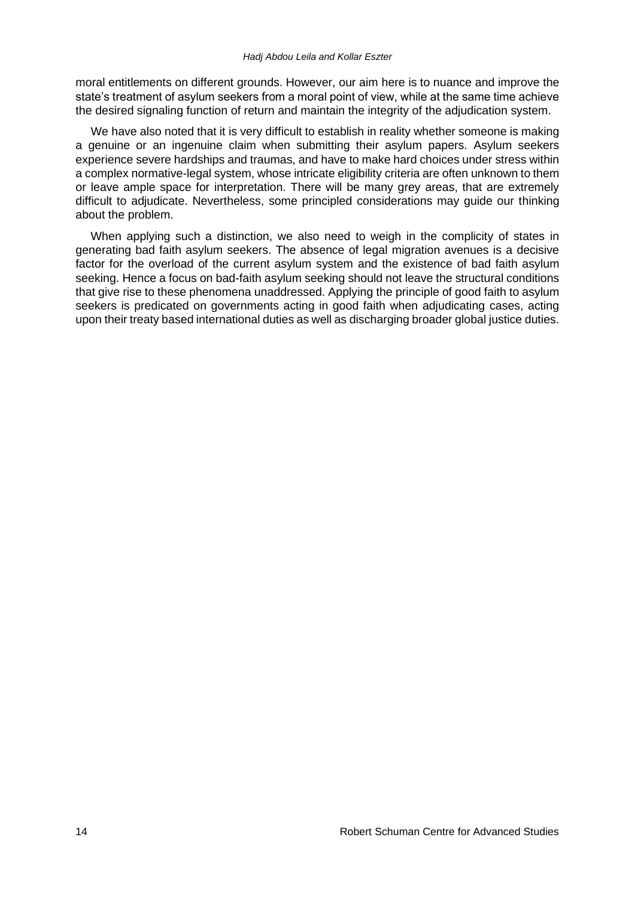moral entitlements on different grounds. However, our aim here is to nuance and improve the state's treatment of asylum seekers from a moral point of view, while at the same time achieve the desired signaling function of return and maintain the integrity of the adjudication system.

We have also noted that it is very difficult to establish in reality whether someone is making a genuine or an ingenuine claim when submitting their asylum papers. Asylum seekers experience severe hardships and traumas, and have to make hard choices under stress within a complex normative-legal system, whose intricate eligibility criteria are often unknown to them or leave ample space for interpretation. There will be many grey areas, that are extremely difficult to adjudicate. Nevertheless, some principled considerations may guide our thinking about the problem.

When applying such a distinction, we also need to weigh in the complicity of states in generating bad faith asylum seekers. The absence of legal migration avenues is a decisive factor for the overload of the current asylum system and the existence of bad faith asylum seeking. Hence a focus on bad-faith asylum seeking should not leave the structural conditions that give rise to these phenomena unaddressed. Applying the principle of good faith to asylum seekers is predicated on governments acting in good faith when adjudicating cases, acting upon their treaty based international duties as well as discharging broader global justice duties.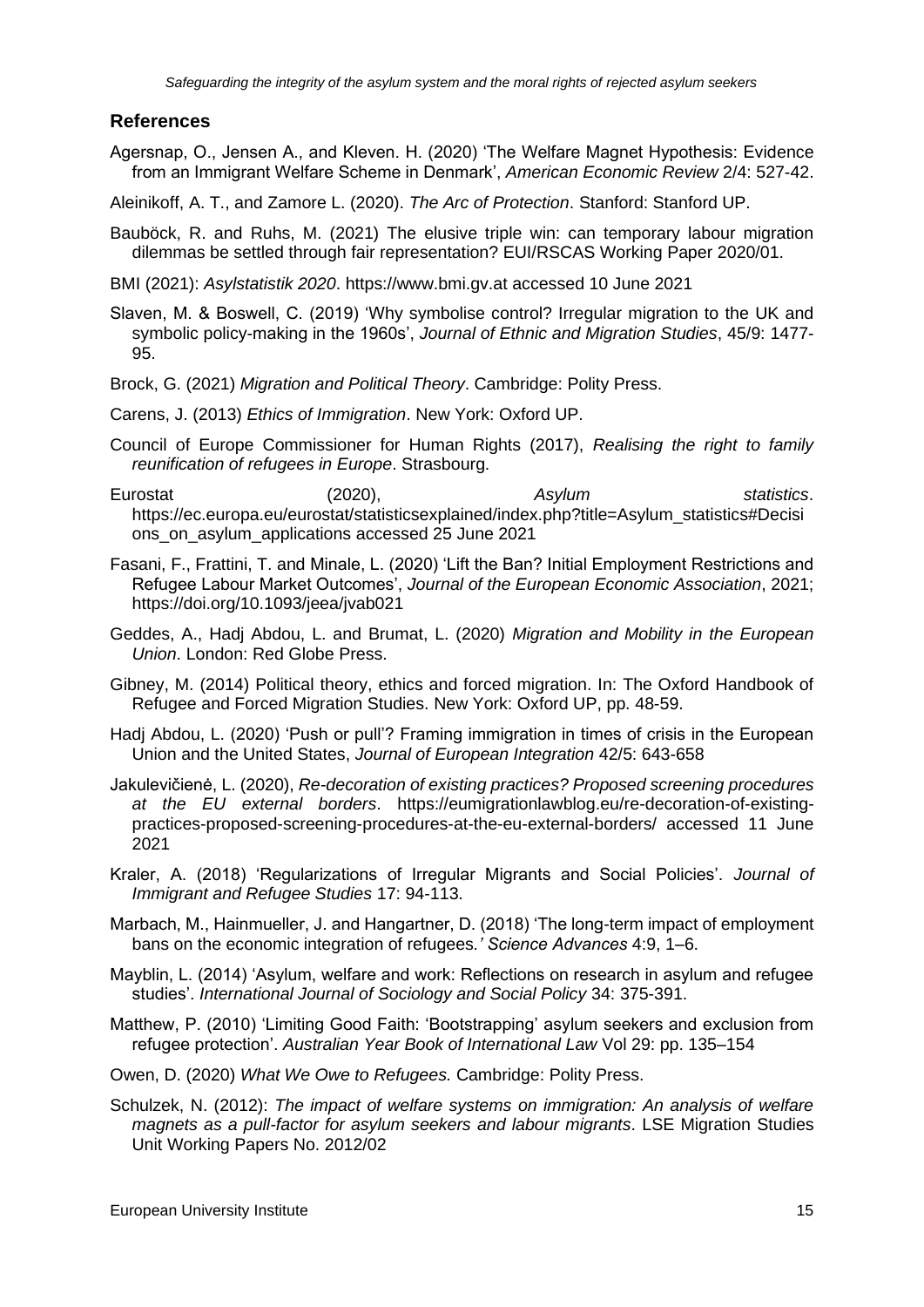## References

Agersnap, O., Jensen A., and Kleven. H. (2020) 'The Welfare Magnet Hypothesis: Evidence from an Immigrant Welfare Scheme in Denmark', *American Economic Review* 2/4: 527-42.

Aleinikoff, A. T., and Zamore L. (2020). *The Arc of Protection*. Stanford: Stanford UP.

Bauböck, R. and Ruhs, M. (2021) The elusive triple win: can temporary labour migration dilemmas be settled through fair representation? EUI/RSCAS Working Paper 2020/01.

BMI (2021): *Asylstatistik 2020*. https://www.bmi.gv.at accessed 10 June 2021

Slaven, M. & Boswell, C. (2019) 'Why symbolise control? Irregular migration to the UK and symbolic policy-making in the 1960s', *Journal of Ethnic and Migration Studies*, 45/9: 1477-95.

Brock, G. (2021) *Migration and Political Theory*. Cambridge: Polity Press.

Carens, J. (2013) *Ethics of Immigration*. New York: Oxford UP.

Council of Europe Commissioner for Human Rights (2017), *Realising the right to family reunification of refugees in Europe*. Strasbourg.

Eurostat (2020), *Asylum statistics*. https://ec.europa.eu/eurostat/statisticsexplained/index.php?title=Asylum_statistics#Decisions_on_asylum_applications accessed 25 June 2021

Fasani, F., Frattini, T. and Minale, L. (2020) 'Lift the Ban? Initial Employment Restrictions and Refugee Labour Market Outcomes', *Journal of the European Economic Association*, 2021; https://doi.org/10.1093/jeea/jvab021

Geddes, A., Hadj Abdou, L. and Brumat, L. (2020) *Migration and Mobility in the European Union*. London: Red Globe Press.

Gibney, M. (2014) Political theory, ethics and forced migration. In: The Oxford Handbook of Refugee and Forced Migration Studies. New York: Oxford UP, pp. 48-59.

Hadj Abdou, L. (2020) 'Push or pull'? Framing immigration in times of crisis in the European Union and the United States, *Journal of European Integration* 42/5: 643-658

Jakulevičienė, L. (2020), *Re-decoration of existing practices? Proposed screening procedures at the EU external borders*. https://eumigrationlawblog.eu/re-decoration-of-existing-practices-proposed-screening-procedures-at-the-eu-external-borders/ accessed 11 June 2021

Kraler, A. (2018) 'Regularizations of Irregular Migrants and Social Policies'. *Journal of Immigrant and Refugee Studies* 17: 94-113.

Marbach, M., Hainmueller, J. and Hangartner, D. (2018) 'The long-term impact of employment bans on the economic integration of refugees*.' Science Advances* 4:9, 1–6.

Mayblin, L. (2014) 'Asylum, welfare and work: Reflections on research in asylum and refugee studies'. *International Journal of Sociology and Social Policy* 34: 375-391.

Matthew, P. (2010) 'Limiting Good Faith: 'Bootstrapping' asylum seekers and exclusion from refugee protection'. *Australian Year Book of International Law* Vol 29: pp. 135–154

Owen, D. (2020) *What We Owe to Refugees.* Cambridge: Polity Press.

Schulzek, N. (2012): *The impact of welfare systems on immigration: An analysis of welfare magnets as a pull-factor for asylum seekers and labour migrants*. LSE Migration Studies Unit Working Papers No. 2012/02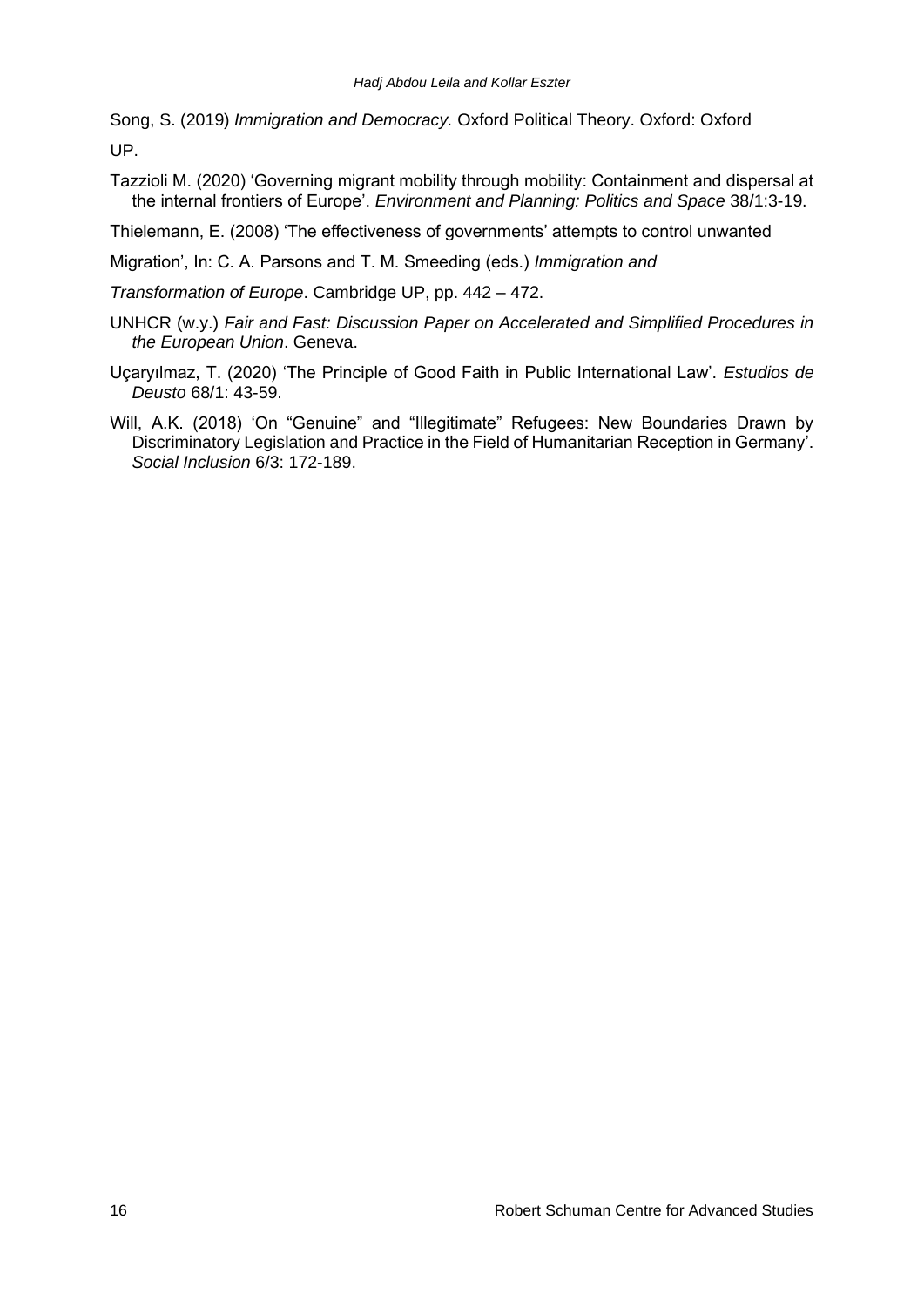Song, S. (2019) *Immigration and Democracy.* Oxford Political Theory. Oxford: Oxford UP.

Tazzioli M. (2020) 'Governing migrant mobility through mobility: Containment and dispersal at the internal frontiers of Europe'. *Environment and Planning: Politics and Space* 38/1:3-19.

Thielemann, E. (2008) 'The effectiveness of governments' attempts to control unwanted Migration', In: C. A. Parsons and T. M. Smeeding (eds.) *Immigration and Transformation of Europe*. Cambridge UP, pp. 442 – 472.

UNHCR (w.y.) *Fair and Fast: Discussion Paper on Accelerated and Simplified Procedures in the European Union*. Geneva.

Uçaryılmaz, T. (2020) 'The Principle of Good Faith in Public International Law'. *Estudios de Deusto* 68/1: 43-59.

Will, A.K. (2018) 'On "Genuine" and "Illegitimate" Refugees: New Boundaries Drawn by Discriminatory Legislation and Practice in the Field of Humanitarian Reception in Germany'. *Social Inclusion* 6/3: 172-189.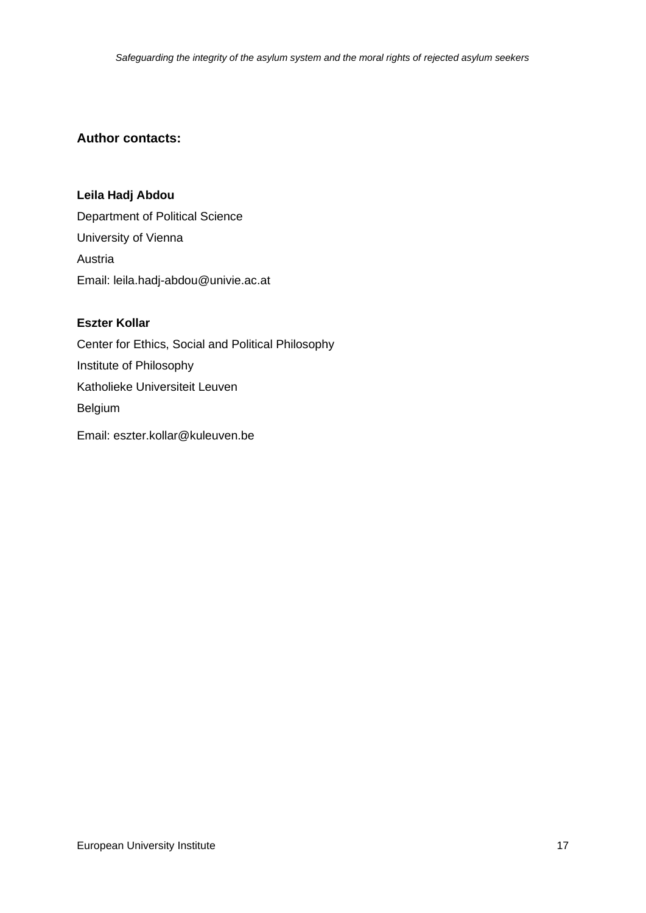### Author contacts:

**Leila Hadj Abdou**

Department of Political Science

University of Vienna

Austria

Email: leila.hadj-abdou@univie.ac.at

**Eszter Kollar**

Center for Ethics, Social and Political Philosophy

Institute of Philosophy

Katholieke Universiteit Leuven

Belgium

Email: eszter.kollar@kuleuven.be